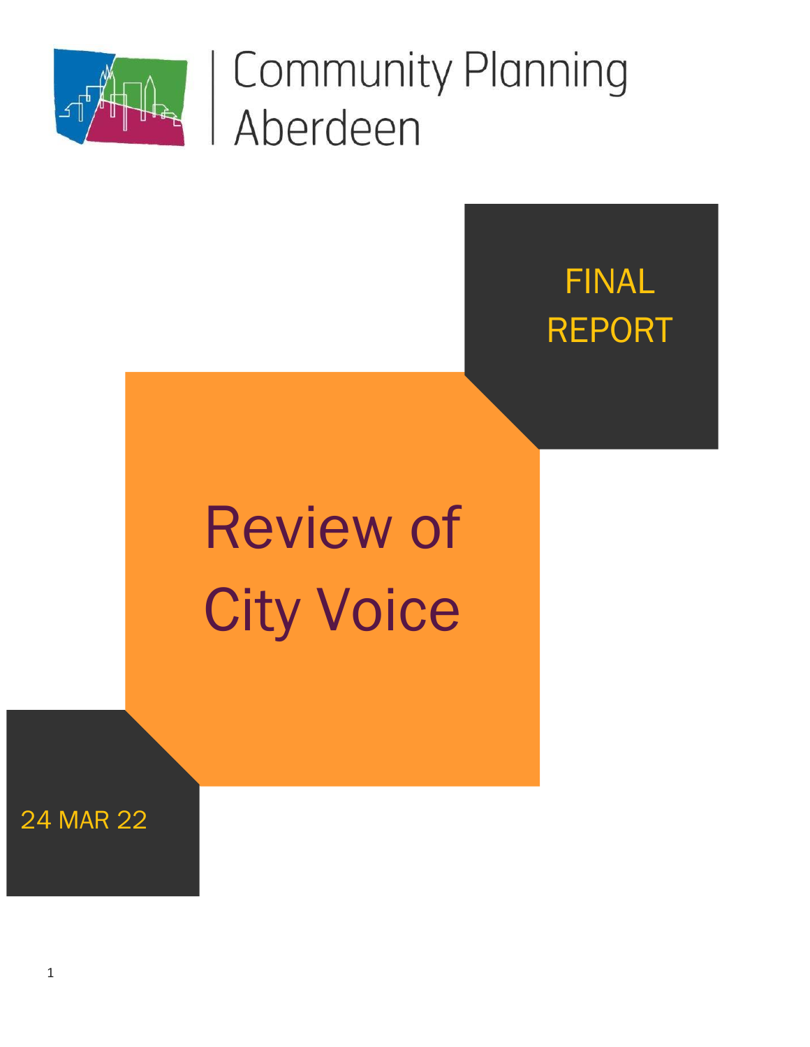Community Planning Aberdeen

FINAL REPORT

# Review of City Voice

24 MAR 22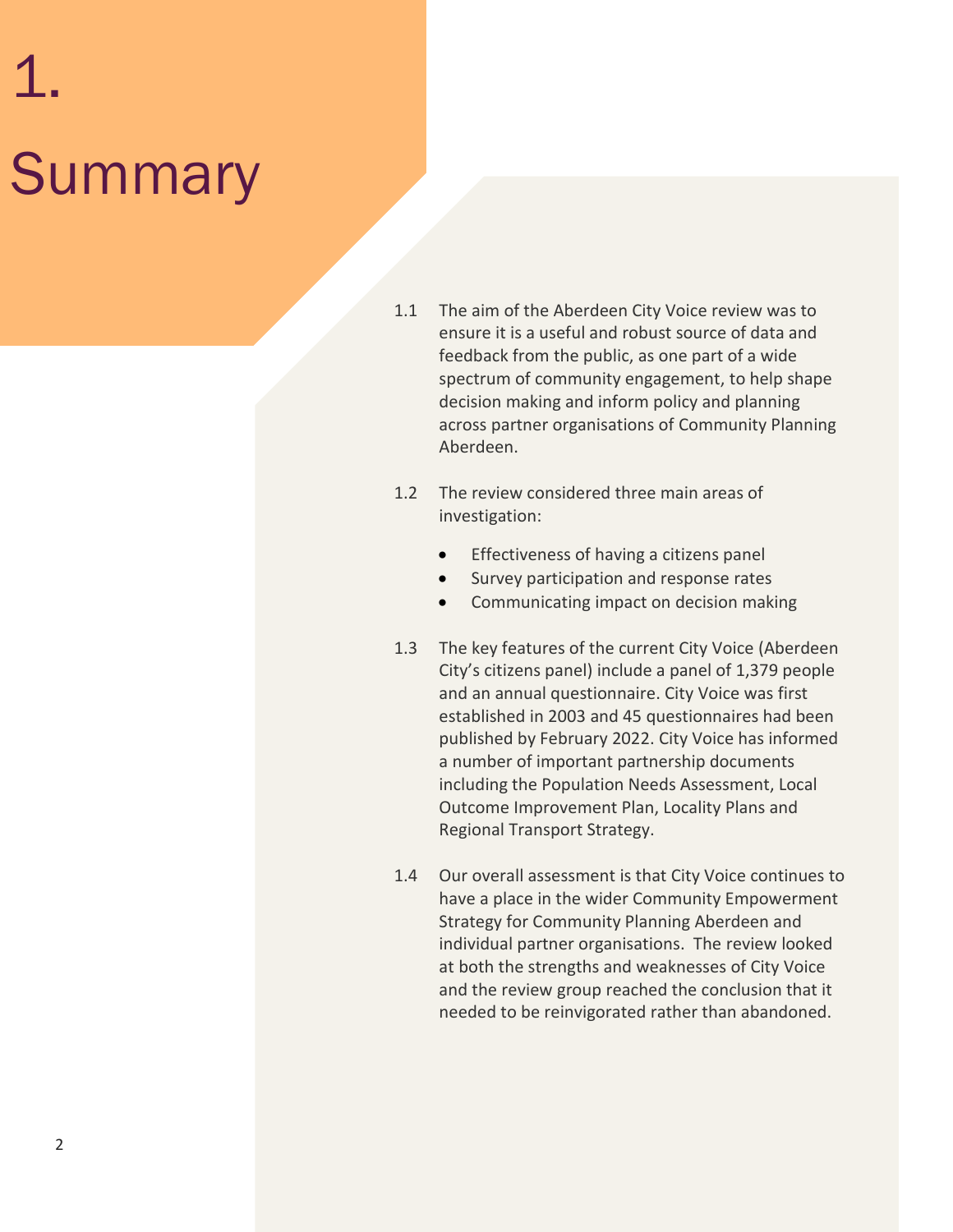# 1. Summary

1.1 The aim of the Aberdeen City Voice review was to ensure it is a useful and robust source of data and feedback from the public, as one part of a wide spectrum of community engagement, to help shape decision making and inform policy and planning across partner organisations of Community Planning Aberdeen.

1.2 The review considered three main areas of investigation:

- Effectiveness of having a citizens panel
- Survey participation and response rates
- Communicating impact on decision making

1.3 The key features of the current City Voice (Aberdeen City's citizens panel) include a panel of 1,379 people and an annual questionnaire. City Voice was first established in 2003 and 45 questionnaires had been published by February 2022. City Voice has informed a number of important partnership documents including the Population Needs Assessment, Local Outcome Improvement Plan, Locality Plans and Regional Transport Strategy.

1.4 Our overall assessment is that City Voice continues to have a place in the wider Community Empowerment Strategy for Community Planning Aberdeen and individual partner organisations. The review looked at both the strengths and weaknesses of City Voice and the review group reached the conclusion that it needed to be reinvigorated rather than abandoned.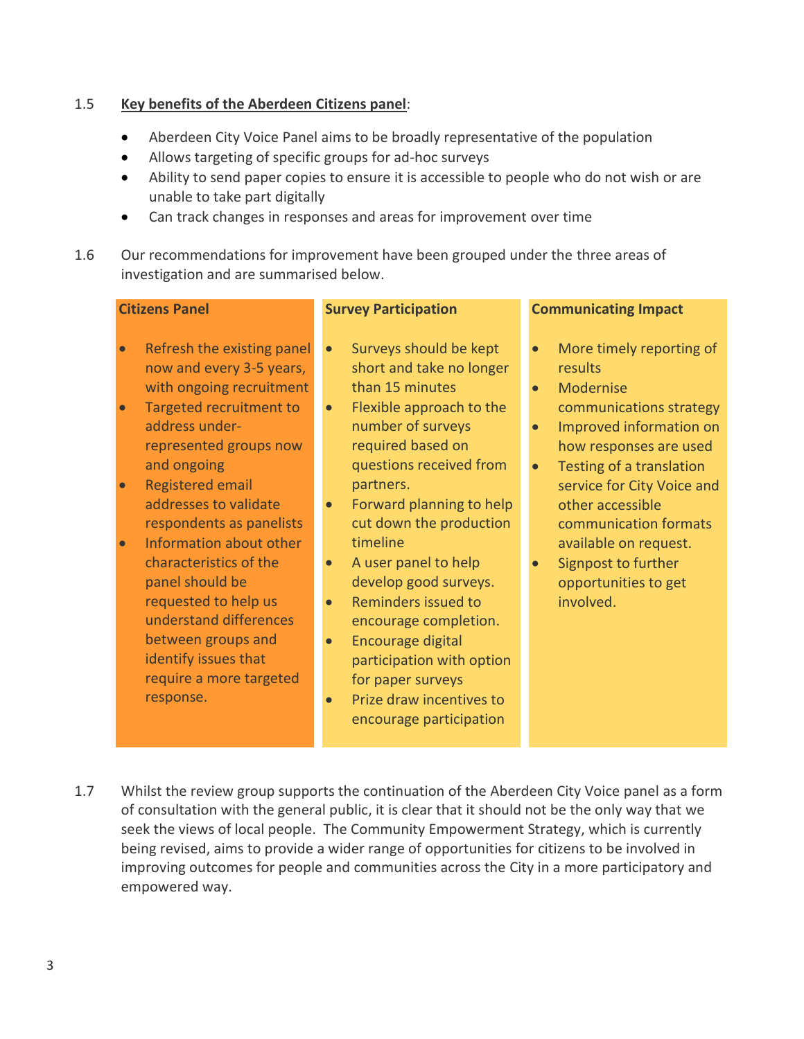1.5 **Key benefits of the Aberdeen Citizens panel**:

- Aberdeen City Voice Panel aims to be broadly representative of the population
- Allows targeting of specific groups for ad-hoc surveys
- Ability to send paper copies to ensure it is accessible to people who do not wish or are unable to take part digitally
- Can track changes in responses and areas for improvement over time

1.6 Our recommendations for improvement have been grouped under the three areas of investigation and are summarised below.

| Citizens Panel | Survey Participation | Communicating Impact |
|---|---|---|
| • Refresh the existing panel now and every 3-5 years, with ongoing recruitment<br>• Targeted recruitment to address under-represented groups now and ongoing<br>• Registered email addresses to validate respondents as panelists<br>• Information about other characteristics of the panel should be requested to help us understand differences between groups and identify issues that require a more targeted response. | • Surveys should be kept short and take no longer than 15 minutes<br>• Flexible approach to the number of surveys required based on questions received from partners.<br>• Forward planning to help cut down the production timeline<br>• A user panel to help develop good surveys.<br>• Reminders issued to encourage completion.<br>• Encourage digital participation with option for paper surveys<br>• Prize draw incentives to encourage participation | • More timely reporting of results<br>• Modernise communications strategy<br>• Improved information on how responses are used<br>• Testing of a translation service for City Voice and other accessible communication formats available on request.<br>• Signpost to further opportunities to get involved. |

1.7 Whilst the review group supports the continuation of the Aberdeen City Voice panel as a form of consultation with the general public, it is clear that it should not be the only way that we seek the views of local people. The Community Empowerment Strategy, which is currently being revised, aims to provide a wider range of opportunities for citizens to be involved in improving outcomes for people and communities across the City in a more participatory and empowered way.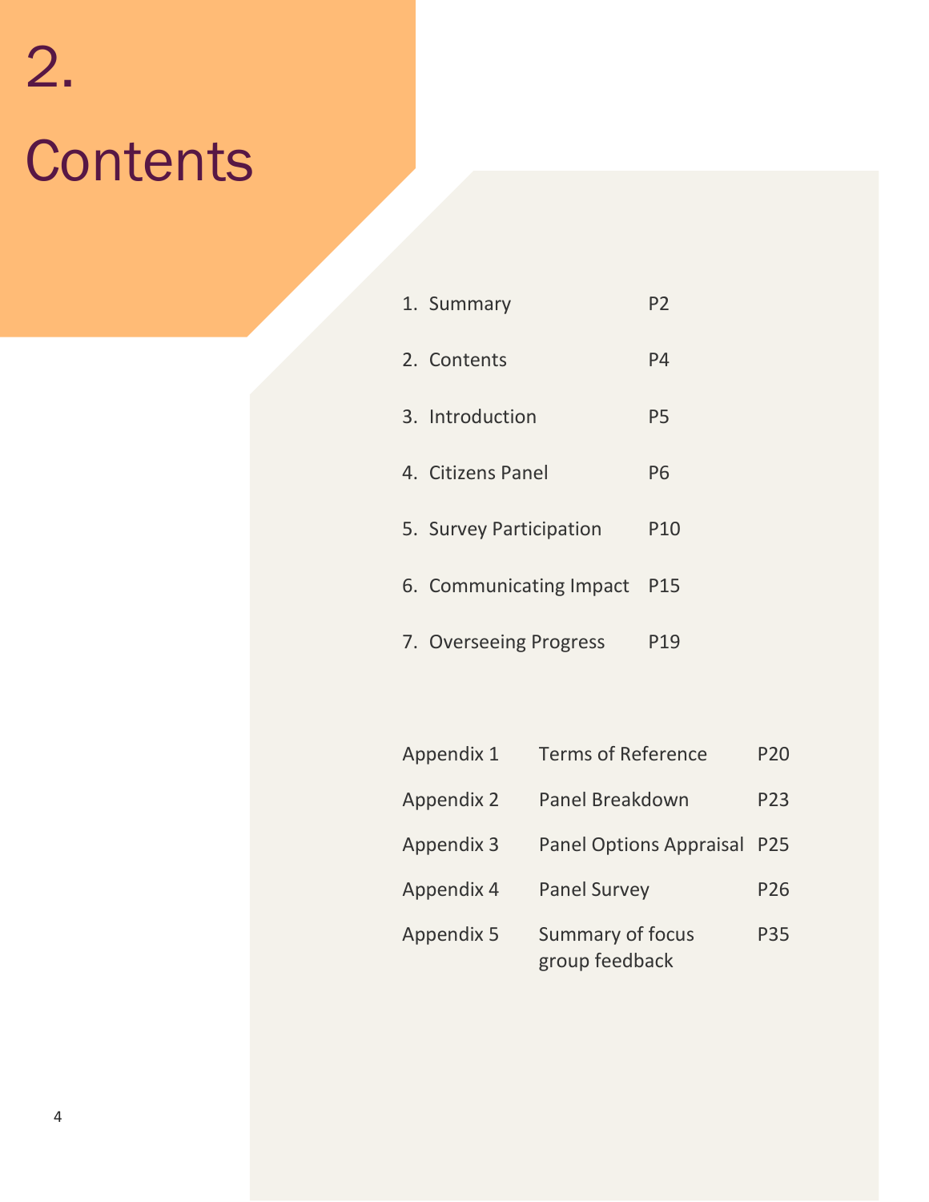# 2. Contents

| | |
|---|---|
| 1. Summary | P2 |
| 2. Contents | P4 |
| 3. Introduction | P5 |
| 4. Citizens Panel | P6 |
| 5. Survey Participation | P10 |
| 6. Communicating Impact | P15 |
| 7. Overseeing Progress | P19 |

| | | |
|---|---|---|
| Appendix 1 | Terms of Reference | P20 |
| Appendix 2 | Panel Breakdown | P23 |
| Appendix 3 | Panel Options Appraisal | P25 |
| Appendix 4 | Panel Survey | P26 |
| Appendix 5 | Summary of focus group feedback | P35 |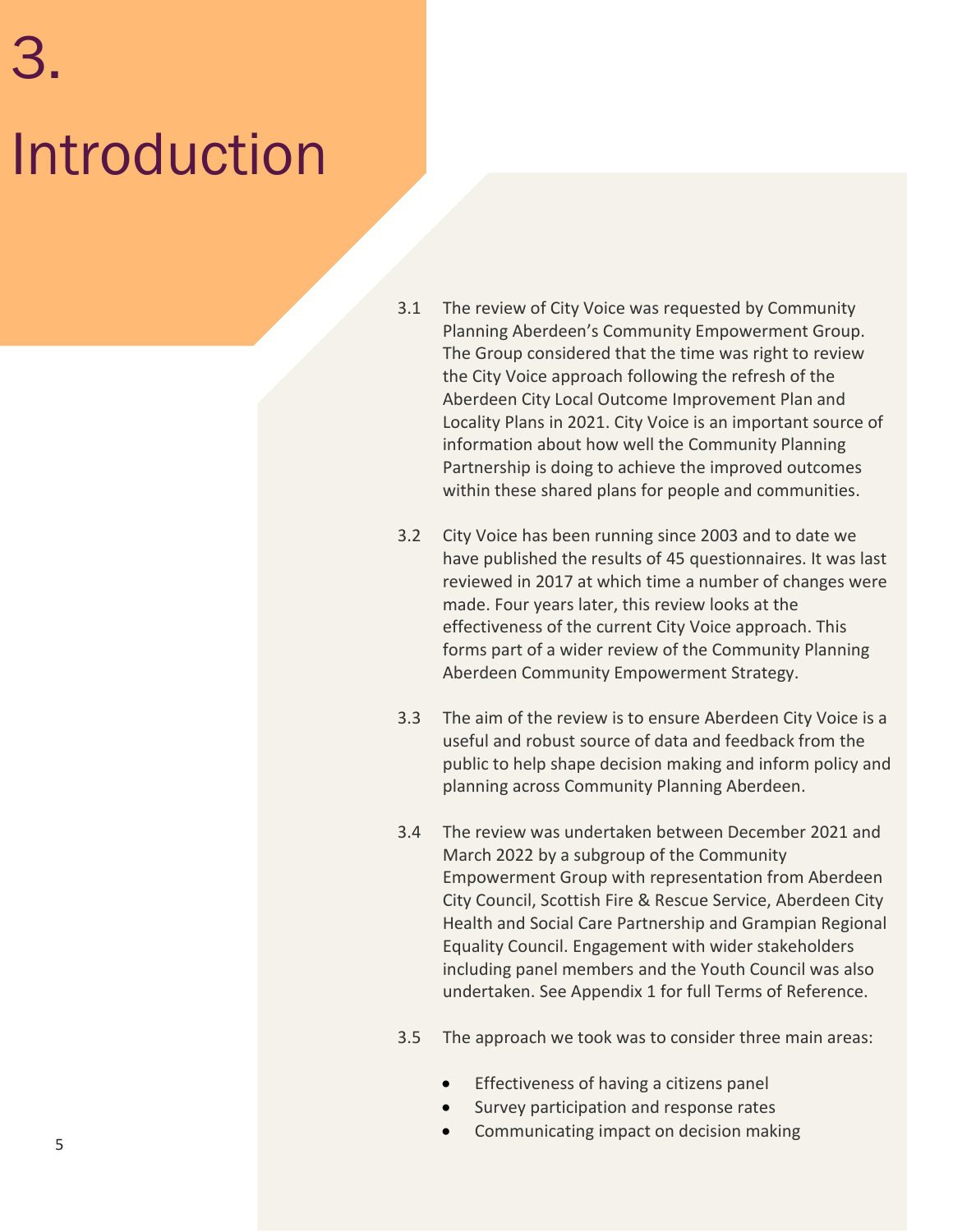# 3. Introduction

3.1 The review of City Voice was requested by Community Planning Aberdeen's Community Empowerment Group. The Group considered that the time was right to review the City Voice approach following the refresh of the Aberdeen City Local Outcome Improvement Plan and Locality Plans in 2021. City Voice is an important source of information about how well the Community Planning Partnership is doing to achieve the improved outcomes within these shared plans for people and communities.

3.2 City Voice has been running since 2003 and to date we have published the results of 45 questionnaires. It was last reviewed in 2017 at which time a number of changes were made. Four years later, this review looks at the effectiveness of the current City Voice approach. This forms part of a wider review of the Community Planning Aberdeen Community Empowerment Strategy.

3.3 The aim of the review is to ensure Aberdeen City Voice is a useful and robust source of data and feedback from the public to help shape decision making and inform policy and planning across Community Planning Aberdeen.

3.4 The review was undertaken between December 2021 and March 2022 by a subgroup of the Community Empowerment Group with representation from Aberdeen City Council, Scottish Fire & Rescue Service, Aberdeen City Health and Social Care Partnership and Grampian Regional Equality Council. Engagement with wider stakeholders including panel members and the Youth Council was also undertaken. See Appendix 1 for full Terms of Reference.

3.5 The approach we took was to consider three main areas:

- Effectiveness of having a citizens panel
- Survey participation and response rates
- Communicating impact on decision making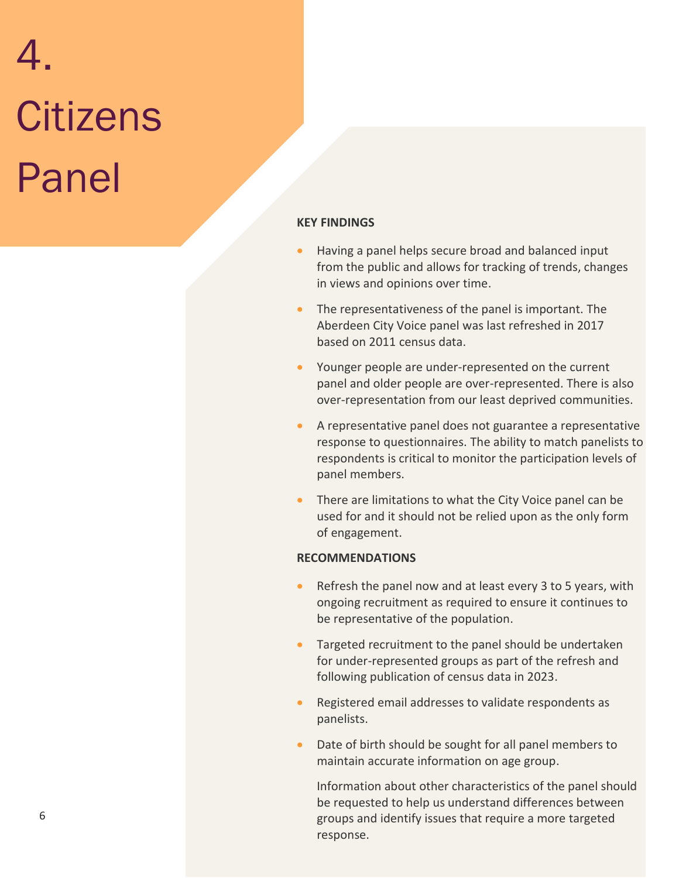# 4. Citizens Panel

**KEY FINDINGS**

- Having a panel helps secure broad and balanced input from the public and allows for tracking of trends, changes in views and opinions over time.
- The representativeness of the panel is important. The Aberdeen City Voice panel was last refreshed in 2017 based on 2011 census data.
- Younger people are under-represented on the current panel and older people are over-represented. There is also over-representation from our least deprived communities.
- A representative panel does not guarantee a representative response to questionnaires. The ability to match panelists to respondents is critical to monitor the participation levels of panel members.
- There are limitations to what the City Voice panel can be used for and it should not be relied upon as the only form of engagement.

**RECOMMENDATIONS**

- Refresh the panel now and at least every 3 to 5 years, with ongoing recruitment as required to ensure it continues to be representative of the population.
- Targeted recruitment to the panel should be undertaken for under-represented groups as part of the refresh and following publication of census data in 2023.
- Registered email addresses to validate respondents as panelists.
- Date of birth should be sought for all panel members to maintain accurate information on age group.

  Information about other characteristics of the panel should be requested to help us understand differences between groups and identify issues that require a more targeted response.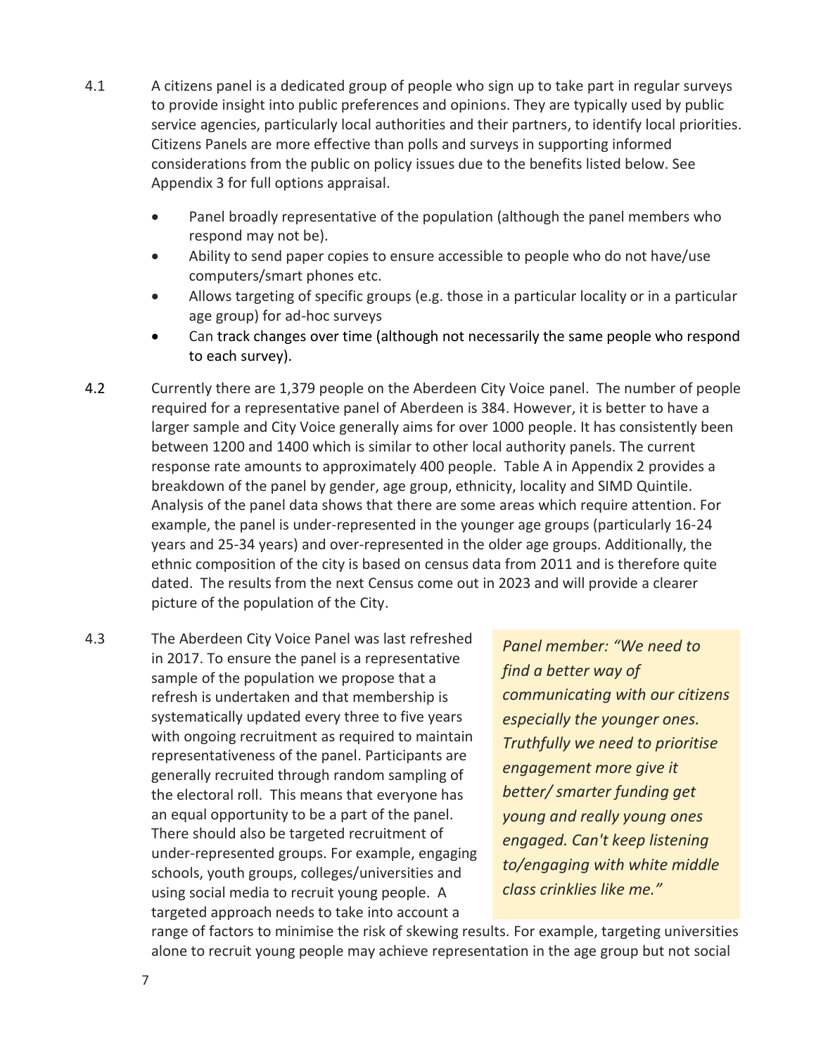4.1 A citizens panel is a dedicated group of people who sign up to take part in regular surveys to provide insight into public preferences and opinions. They are typically used by public service agencies, particularly local authorities and their partners, to identify local priorities. Citizens Panels are more effective than polls and surveys in supporting informed considerations from the public on policy issues due to the benefits listed below. See Appendix 3 for full options appraisal.

- Panel broadly representative of the population (although the panel members who respond may not be).
- Ability to send paper copies to ensure accessible to people who do not have/use computers/smart phones etc.
- Allows targeting of specific groups (e.g. those in a particular locality or in a particular age group) for ad-hoc surveys
- Can track changes over time (although not necessarily the same people who respond to each survey).

4.2 Currently there are 1,379 people on the Aberdeen City Voice panel. The number of people required for a representative panel of Aberdeen is 384. However, it is better to have a larger sample and City Voice generally aims for over 1000 people. It has consistently been between 1200 and 1400 which is similar to other local authority panels. The current response rate amounts to approximately 400 people. Table A in Appendix 2 provides a breakdown of the panel by gender, age group, ethnicity, locality and SIMD Quintile. Analysis of the panel data shows that there are some areas which require attention. For example, the panel is under-represented in the younger age groups (particularly 16-24 years and 25-34 years) and over-represented in the older age groups. Additionally, the ethnic composition of the city is based on census data from 2011 and is therefore quite dated. The results from the next Census come out in 2023 and will provide a clearer picture of the population of the City.

4.3 The Aberdeen City Voice Panel was last refreshed in 2017. To ensure the panel is a representative sample of the population we propose that a refresh is undertaken and that membership is systematically updated every three to five years with ongoing recruitment as required to maintain representativeness of the panel. Participants are generally recruited through random sampling of the electoral roll. This means that everyone has an equal opportunity to be a part of the panel. There should also be targeted recruitment of under-represented groups. For example, engaging schools, youth groups, colleges/universities and using social media to recruit young people. A targeted approach needs to take into account a range of factors to minimise the risk of skewing results. For example, targeting universities alone to recruit young people may achieve representation in the age group but not social

> *Panel member: "We need to find a better way of communicating with our citizens especially the younger ones. Truthfully we need to prioritise engagement more give it better/ smarter funding get young and really young ones engaged. Can't keep listening to/engaging with white middle class crinklies like me."*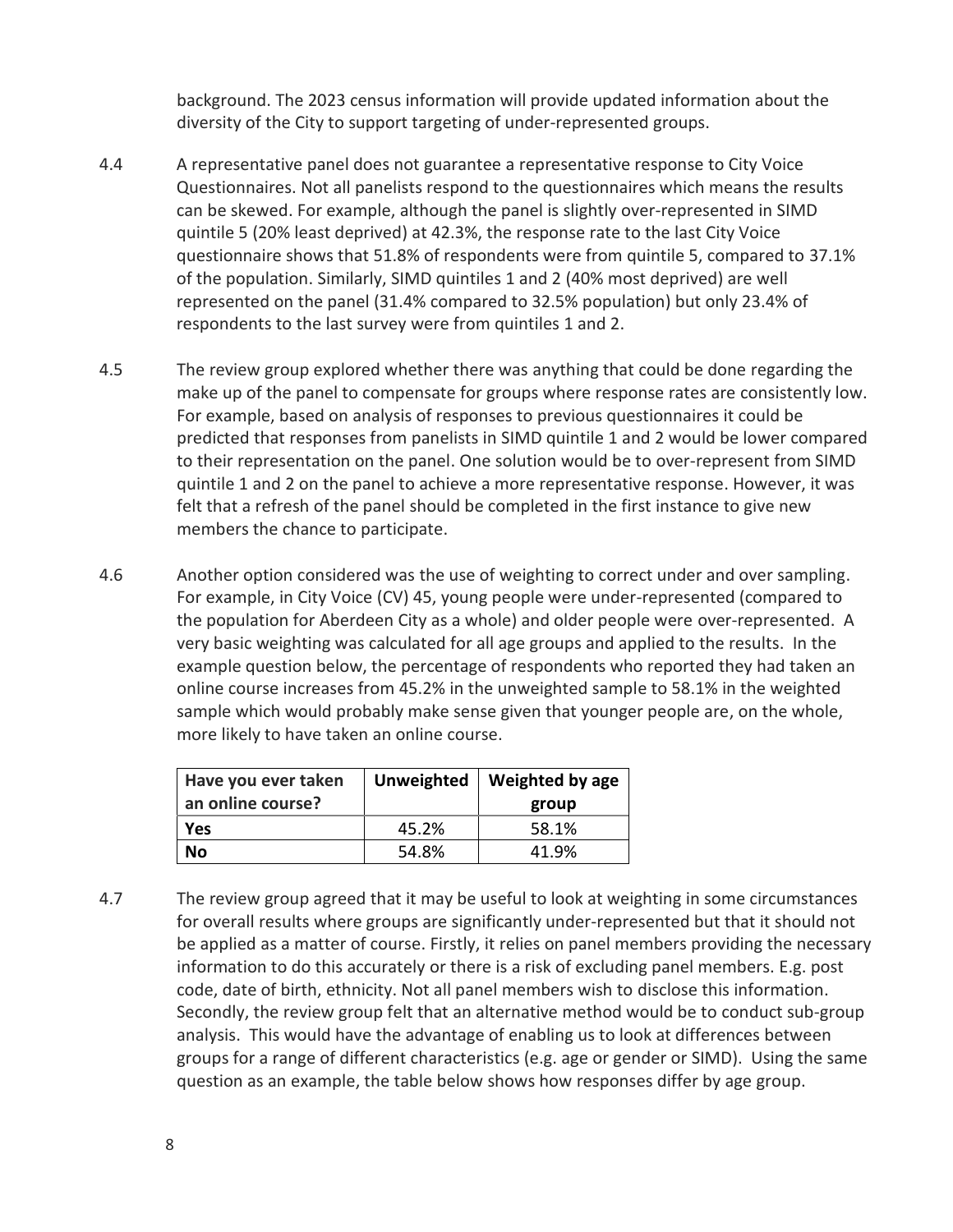background. The 2023 census information will provide updated information about the diversity of the City to support targeting of under-represented groups.

4.4 A representative panel does not guarantee a representative response to City Voice Questionnaires. Not all panelists respond to the questionnaires which means the results can be skewed. For example, although the panel is slightly over-represented in SIMD quintile 5 (20% least deprived) at 42.3%, the response rate to the last City Voice questionnaire shows that 51.8% of respondents were from quintile 5, compared to 37.1% of the population. Similarly, SIMD quintiles 1 and 2 (40% most deprived) are well represented on the panel (31.4% compared to 32.5% population) but only 23.4% of respondents to the last survey were from quintiles 1 and 2.

4.5 The review group explored whether there was anything that could be done regarding the make up of the panel to compensate for groups where response rates are consistently low. For example, based on analysis of responses to previous questionnaires it could be predicted that responses from panelists in SIMD quintile 1 and 2 would be lower compared to their representation on the panel. One solution would be to over-represent from SIMD quintile 1 and 2 on the panel to achieve a more representative response. However, it was felt that a refresh of the panel should be completed in the first instance to give new members the chance to participate.

4.6 Another option considered was the use of weighting to correct under and over sampling. For example, in City Voice (CV) 45, young people were under-represented (compared to the population for Aberdeen City as a whole) and older people were over-represented. A very basic weighting was calculated for all age groups and applied to the results. In the example question below, the percentage of respondents who reported they had taken an online course increases from 45.2% in the unweighted sample to 58.1% in the weighted sample which would probably make sense given that younger people are, on the whole, more likely to have taken an online course.

| Have you ever taken an online course? | Unweighted | Weighted by age group |
|---|---|---|
| **Yes** | 45.2% | 58.1% |
| **No** | 54.8% | 41.9% |

4.7 The review group agreed that it may be useful to look at weighting in some circumstances for overall results where groups are significantly under-represented but that it should not be applied as a matter of course. Firstly, it relies on panel members providing the necessary information to do this accurately or there is a risk of excluding panel members. E.g. post code, date of birth, ethnicity. Not all panel members wish to disclose this information. Secondly, the review group felt that an alternative method would be to conduct sub-group analysis. This would have the advantage of enabling us to look at differences between groups for a range of different characteristics (e.g. age or gender or SIMD). Using the same question as an example, the table below shows how responses differ by age group.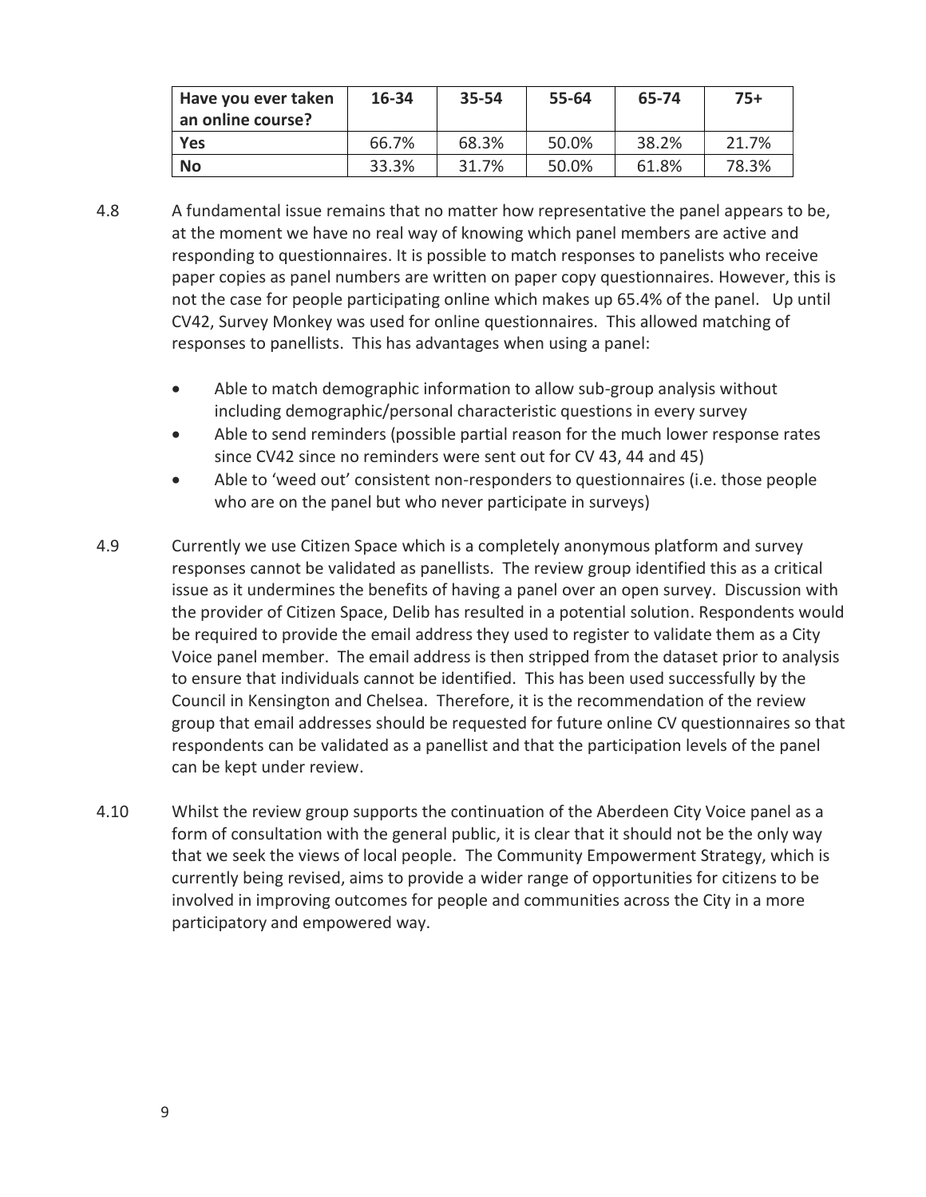| Have you ever taken an online course? | 16-34 | 35-54 | 55-64 | 65-74 | 75+ |
|---|---|---|---|---|---|
| **Yes** | 66.7% | 68.3% | 50.0% | 38.2% | 21.7% |
| **No** | 33.3% | 31.7% | 50.0% | 61.8% | 78.3% |

4.8 A fundamental issue remains that no matter how representative the panel appears to be, at the moment we have no real way of knowing which panel members are active and responding to questionnaires. It is possible to match responses to panelists who receive paper copies as panel numbers are written on paper copy questionnaires. However, this is not the case for people participating online which makes up 65.4% of the panel. Up until CV42, Survey Monkey was used for online questionnaires. This allowed matching of responses to panellists. This has advantages when using a panel:

- Able to match demographic information to allow sub-group analysis without including demographic/personal characteristic questions in every survey
- Able to send reminders (possible partial reason for the much lower response rates since CV42 since no reminders were sent out for CV 43, 44 and 45)
- Able to 'weed out' consistent non-responders to questionnaires (i.e. those people who are on the panel but who never participate in surveys)

4.9 Currently we use Citizen Space which is a completely anonymous platform and survey responses cannot be validated as panellists. The review group identified this as a critical issue as it undermines the benefits of having a panel over an open survey. Discussion with the provider of Citizen Space, Delib has resulted in a potential solution. Respondents would be required to provide the email address they used to register to validate them as a City Voice panel member. The email address is then stripped from the dataset prior to analysis to ensure that individuals cannot be identified. This has been used successfully by the Council in Kensington and Chelsea. Therefore, it is the recommendation of the review group that email addresses should be requested for future online CV questionnaires so that respondents can be validated as a panellist and that the participation levels of the panel can be kept under review.

4.10 Whilst the review group supports the continuation of the Aberdeen City Voice panel as a form of consultation with the general public, it is clear that it should not be the only way that we seek the views of local people. The Community Empowerment Strategy, which is currently being revised, aims to provide a wider range of opportunities for citizens to be involved in improving outcomes for people and communities across the City in a more participatory and empowered way.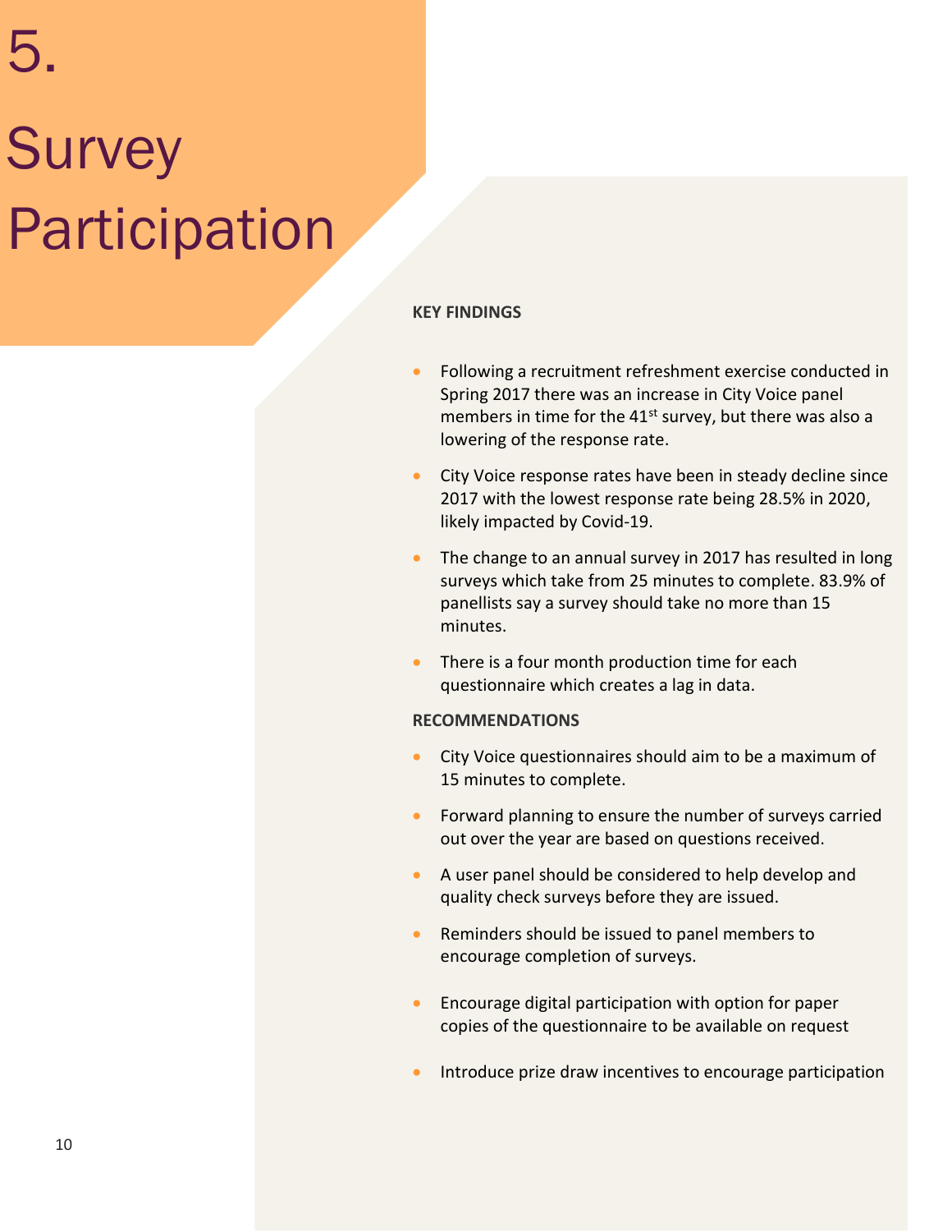# 5. Survey Participation

**KEY FINDINGS**

- Following a recruitment refreshment exercise conducted in Spring 2017 there was an increase in City Voice panel members in time for the 41st survey, but there was also a lowering of the response rate.
- City Voice response rates have been in steady decline since 2017 with the lowest response rate being 28.5% in 2020, likely impacted by Covid-19.
- The change to an annual survey in 2017 has resulted in long surveys which take from 25 minutes to complete. 83.9% of panellists say a survey should take no more than 15 minutes.
- There is a four month production time for each questionnaire which creates a lag in data.

**RECOMMENDATIONS**

- City Voice questionnaires should aim to be a maximum of 15 minutes to complete.
- Forward planning to ensure the number of surveys carried out over the year are based on questions received.
- A user panel should be considered to help develop and quality check surveys before they are issued.
- Reminders should be issued to panel members to encourage completion of surveys.
- Encourage digital participation with option for paper copies of the questionnaire to be available on request
- Introduce prize draw incentives to encourage participation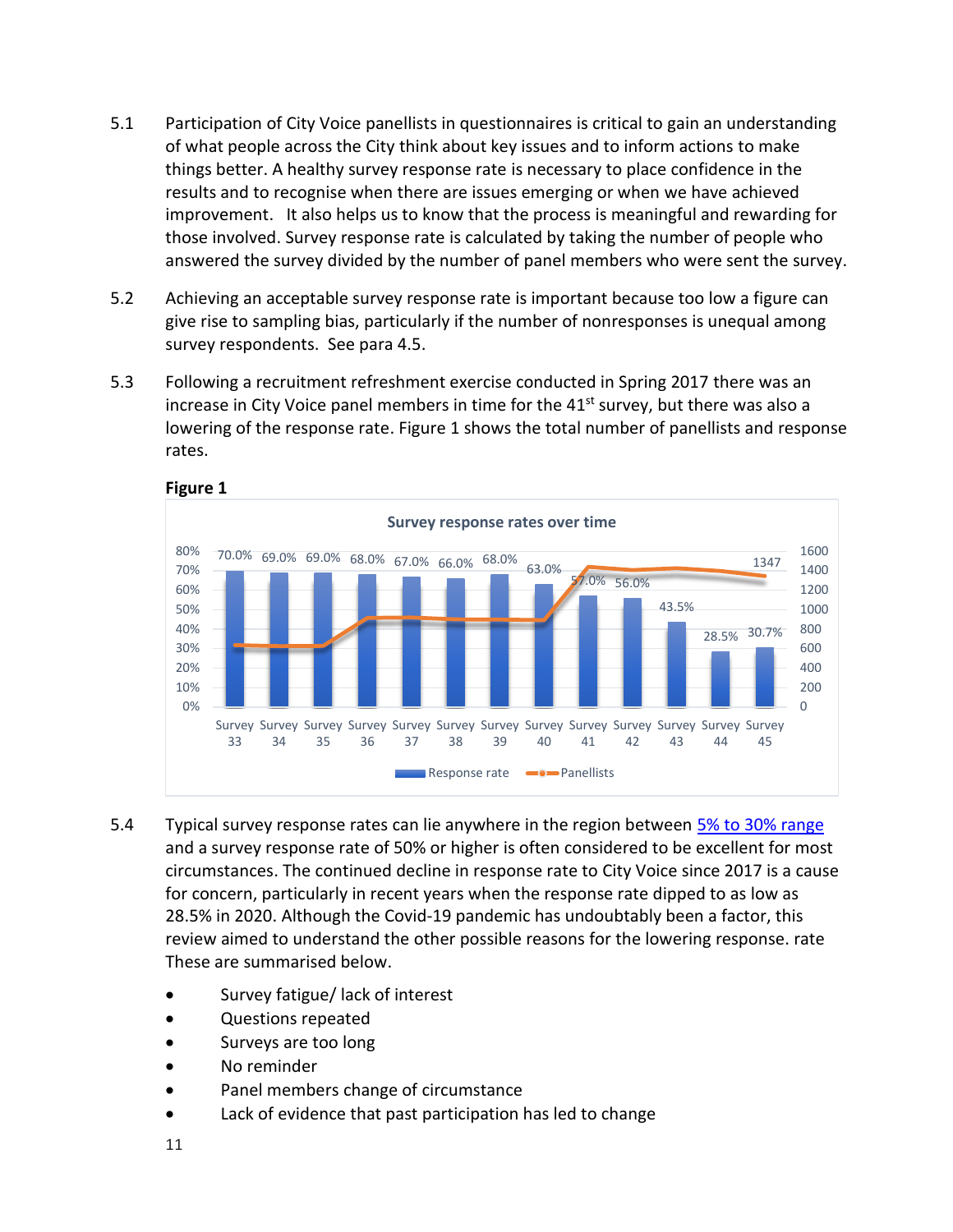5.1 Participation of City Voice panellists in questionnaires is critical to gain an understanding of what people across the City think about key issues and to inform actions to make things better. A healthy survey response rate is necessary to place confidence in the results and to recognise when there are issues emerging or when we have achieved improvement. It also helps us to know that the process is meaningful and rewarding for those involved. Survey response rate is calculated by taking the number of people who answered the survey divided by the number of panel members who were sent the survey.

5.2 Achieving an acceptable survey response rate is important because too low a figure can give rise to sampling bias, particularly if the number of nonresponses is unequal among survey respondents. See para 4.5.

5.3 Following a recruitment refreshment exercise conducted in Spring 2017 there was an increase in City Voice panel members in time for the 41st survey, but there was also a lowering of the response rate. Figure 1 shows the total number of panellists and response rates.

**Figure 1**

Survey response rates over time

| Survey | Response rate |
|---|---|
| Survey 33 | 70.0% |
| Survey 34 | 69.0% |
| Survey 35 | 69.0% |
| Survey 36 | 68.0% |
| Survey 37 | 67.0% |
| Survey 38 | 66.0% |
| Survey 39 | 68.0% |
| Survey 40 | 63.0% |
| Survey 41 | 57.0% |
| Survey 42 | 56.0% |
| Survey 43 | 43.5% |
| Survey 44 | 28.5% |
| Survey 45 | 30.7% |

Panellists (Survey 45): 1347

5.4 Typical survey response rates can lie anywhere in the region between 5% to 30% range and a survey response rate of 50% or higher is often considered to be excellent for most circumstances. The continued decline in response rate to City Voice since 2017 is a cause for concern, particularly in recent years when the response rate dipped to as low as 28.5% in 2020. Although the Covid-19 pandemic has undoubtably been a factor, this review aimed to understand the other possible reasons for the lowering response. rate These are summarised below.

- Survey fatigue/ lack of interest
- Questions repeated
- Surveys are too long
- No reminder
- Panel members change of circumstance
- Lack of evidence that past participation has led to change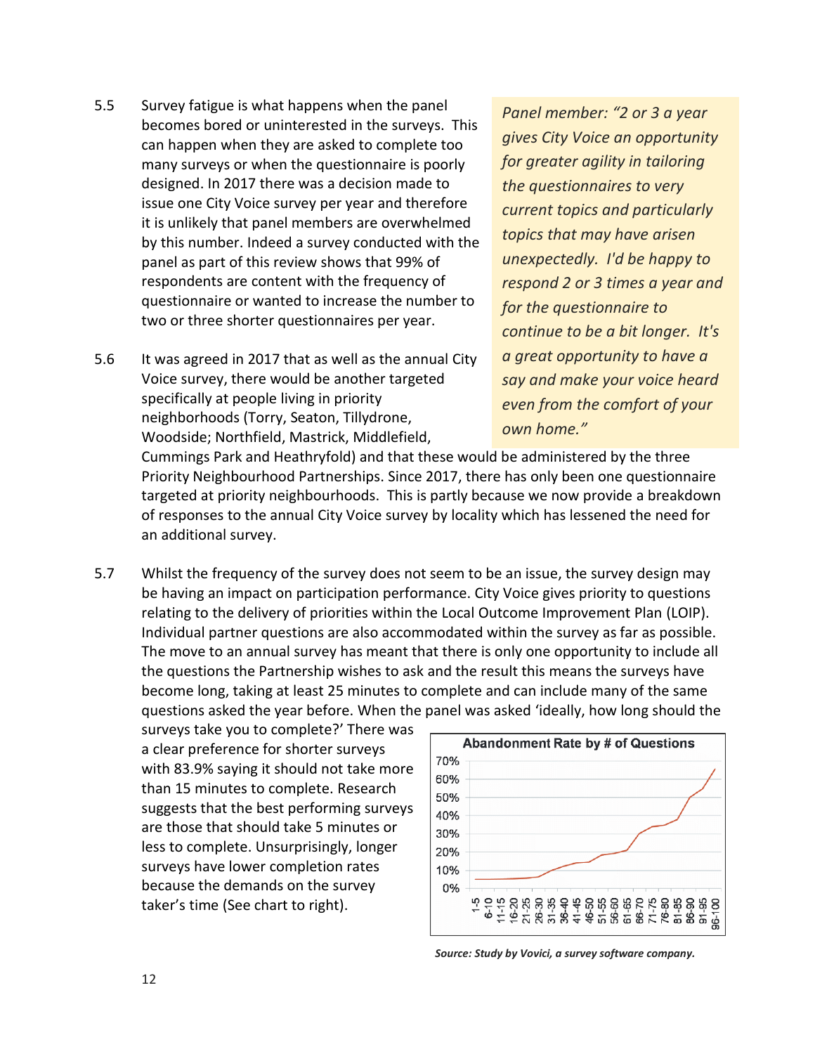5.5 Survey fatigue is what happens when the panel becomes bored or uninterested in the surveys. This can happen when they are asked to complete too many surveys or when the questionnaire is poorly designed. In 2017 there was a decision made to issue one City Voice survey per year and therefore it is unlikely that panel members are overwhelmed by this number. Indeed a survey conducted with the panel as part of this review shows that 99% of respondents are content with the frequency of questionnaire or wanted to increase the number to two or three shorter questionnaires per year.

*Panel member: "2 or 3 a year gives City Voice an opportunity for greater agility in tailoring the questionnaires to very current topics and particularly topics that may have arisen unexpectedly. I'd be happy to respond 2 or 3 times a year and for the questionnaire to continue to be a bit longer. It's a great opportunity to have a say and make your voice heard even from the comfort of your own home."*

5.6 It was agreed in 2017 that as well as the annual City Voice survey, there would be another targeted specifically at people living in priority neighborhoods (Torry, Seaton, Tillydrone, Woodside; Northfield, Mastrick, Middlefield, Cummings Park and Heathryfold) and that these would be administered by the three Priority Neighbourhood Partnerships. Since 2017, there has only been one questionnaire targeted at priority neighbourhoods. This is partly because we now provide a breakdown of responses to the annual City Voice survey by locality which has lessened the need for an additional survey.

5.7 Whilst the frequency of the survey does not seem to be an issue, the survey design may be having an impact on participation performance. City Voice gives priority to questions relating to the delivery of priorities within the Local Outcome Improvement Plan (LOIP). Individual partner questions are also accommodated within the survey as far as possible. The move to an annual survey has meant that there is only one opportunity to include all the questions the Partnership wishes to ask and the result this means the surveys have become long, taking at least 25 minutes to complete and can include many of the same questions asked the year before. When the panel was asked 'ideally, how long should the surveys take you to complete?' There was a clear preference for shorter surveys with 83.9% saying it should not take more than 15 minutes to complete. Research suggests that the best performing surveys are those that should take 5 minutes or less to complete. Unsurprisingly, longer surveys have lower completion rates because the demands on the survey taker's time (See chart to right).

**Abandonment Rate by # of Questions**

*Source: Study by Vovici, a survey software company.*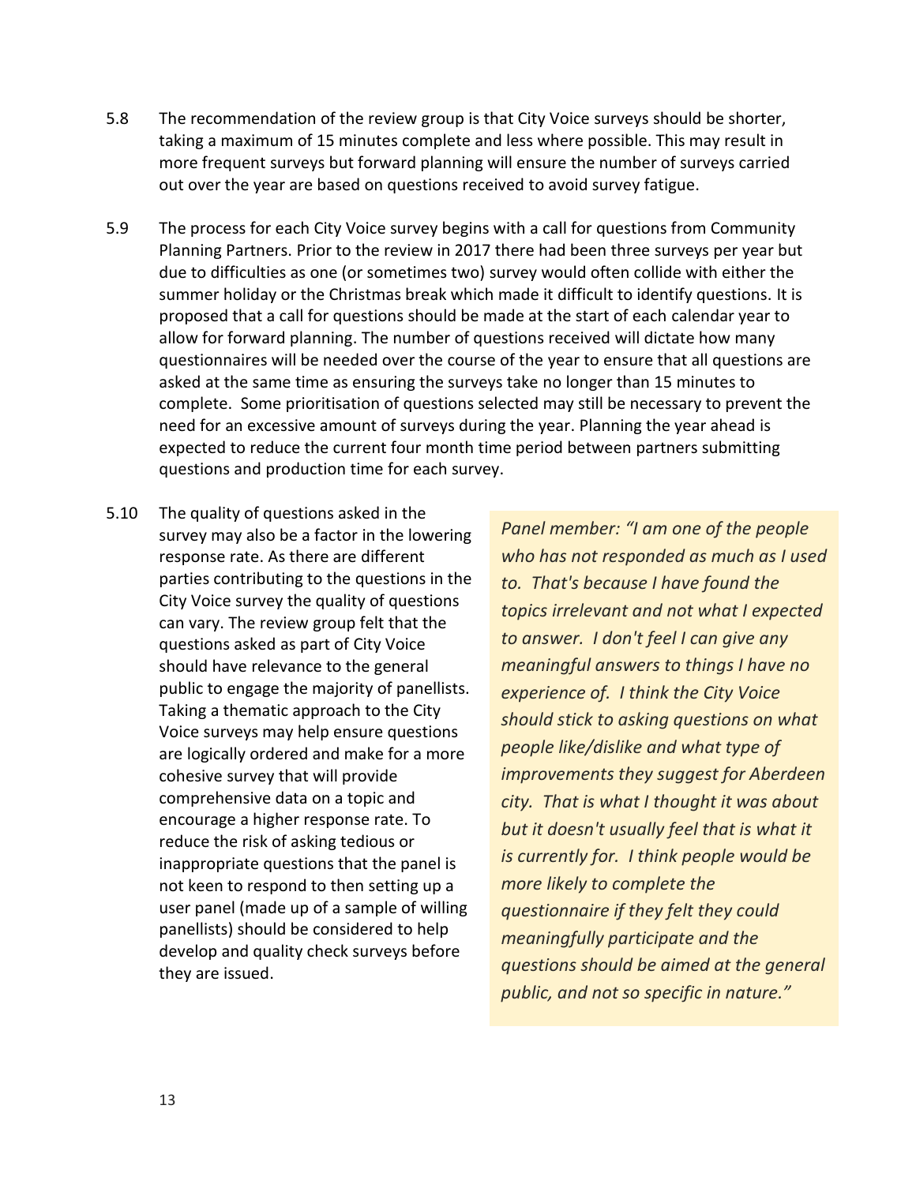5.8 The recommendation of the review group is that City Voice surveys should be shorter, taking a maximum of 15 minutes complete and less where possible. This may result in more frequent surveys but forward planning will ensure the number of surveys carried out over the year are based on questions received to avoid survey fatigue.

5.9 The process for each City Voice survey begins with a call for questions from Community Planning Partners. Prior to the review in 2017 there had been three surveys per year but due to difficulties as one (or sometimes two) survey would often collide with either the summer holiday or the Christmas break which made it difficult to identify questions. It is proposed that a call for questions should be made at the start of each calendar year to allow for forward planning. The number of questions received will dictate how many questionnaires will be needed over the course of the year to ensure that all questions are asked at the same time as ensuring the surveys take no longer than 15 minutes to complete. Some prioritisation of questions selected may still be necessary to prevent the need for an excessive amount of surveys during the year. Planning the year ahead is expected to reduce the current four month time period between partners submitting questions and production time for each survey.

5.10 The quality of questions asked in the survey may also be a factor in the lowering response rate. As there are different parties contributing to the questions in the City Voice survey the quality of questions can vary. The review group felt that the questions asked as part of City Voice should have relevance to the general public to engage the majority of panellists. Taking a thematic approach to the City Voice surveys may help ensure questions are logically ordered and make for a more cohesive survey that will provide comprehensive data on a topic and encourage a higher response rate. To reduce the risk of asking tedious or inappropriate questions that the panel is not keen to respond to then setting up a user panel (made up of a sample of willing panellists) should be considered to help develop and quality check surveys before they are issued.

> *Panel member: "I am one of the people who has not responded as much as I used to. That's because I have found the topics irrelevant and not what I expected to answer. I don't feel I can give any meaningful answers to things I have no experience of. I think the City Voice should stick to asking questions on what people like/dislike and what type of improvements they suggest for Aberdeen city. That is what I thought it was about but it doesn't usually feel that is what it is currently for. I think people would be more likely to complete the questionnaire if they felt they could meaningfully participate and the questions should be aimed at the general public, and not so specific in nature."*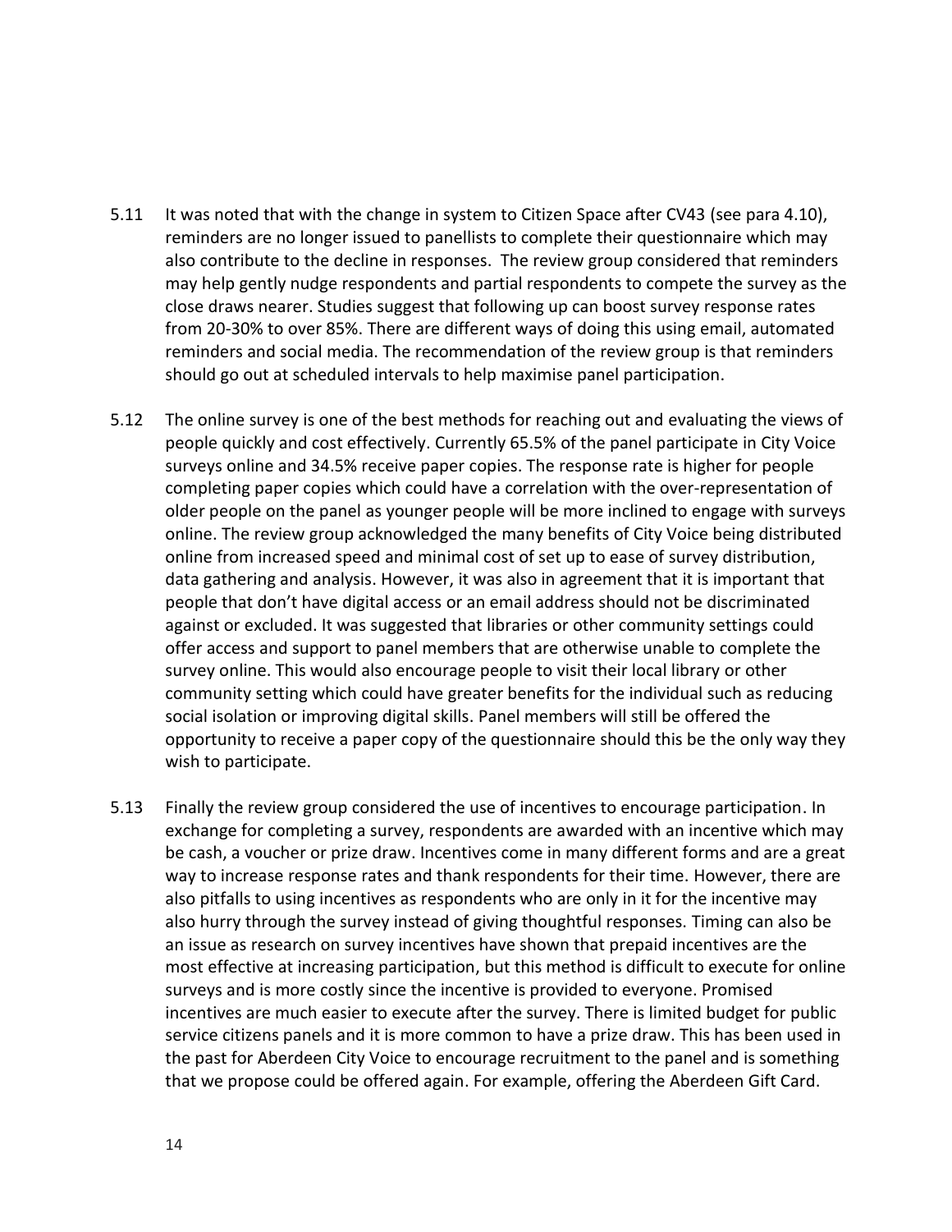5.11 It was noted that with the change in system to Citizen Space after CV43 (see para 4.10), reminders are no longer issued to panellists to complete their questionnaire which may also contribute to the decline in responses. The review group considered that reminders may help gently nudge respondents and partial respondents to compete the survey as the close draws nearer. Studies suggest that following up can boost survey response rates from 20-30% to over 85%. There are different ways of doing this using email, automated reminders and social media. The recommendation of the review group is that reminders should go out at scheduled intervals to help maximise panel participation.

5.12 The online survey is one of the best methods for reaching out and evaluating the views of people quickly and cost effectively. Currently 65.5% of the panel participate in City Voice surveys online and 34.5% receive paper copies. The response rate is higher for people completing paper copies which could have a correlation with the over-representation of older people on the panel as younger people will be more inclined to engage with surveys online. The review group acknowledged the many benefits of City Voice being distributed online from increased speed and minimal cost of set up to ease of survey distribution, data gathering and analysis. However, it was also in agreement that it is important that people that don't have digital access or an email address should not be discriminated against or excluded. It was suggested that libraries or other community settings could offer access and support to panel members that are otherwise unable to complete the survey online. This would also encourage people to visit their local library or other community setting which could have greater benefits for the individual such as reducing social isolation or improving digital skills. Panel members will still be offered the opportunity to receive a paper copy of the questionnaire should this be the only way they wish to participate.

5.13 Finally the review group considered the use of incentives to encourage participation. In exchange for completing a survey, respondents are awarded with an incentive which may be cash, a voucher or prize draw. Incentives come in many different forms and are a great way to increase response rates and thank respondents for their time. However, there are also pitfalls to using incentives as respondents who are only in it for the incentive may also hurry through the survey instead of giving thoughtful responses. Timing can also be an issue as research on survey incentives have shown that prepaid incentives are the most effective at increasing participation, but this method is difficult to execute for online surveys and is more costly since the incentive is provided to everyone. Promised incentives are much easier to execute after the survey. There is limited budget for public service citizens panels and it is more common to have a prize draw. This has been used in the past for Aberdeen City Voice to encourage recruitment to the panel and is something that we propose could be offered again. For example, offering the Aberdeen Gift Card.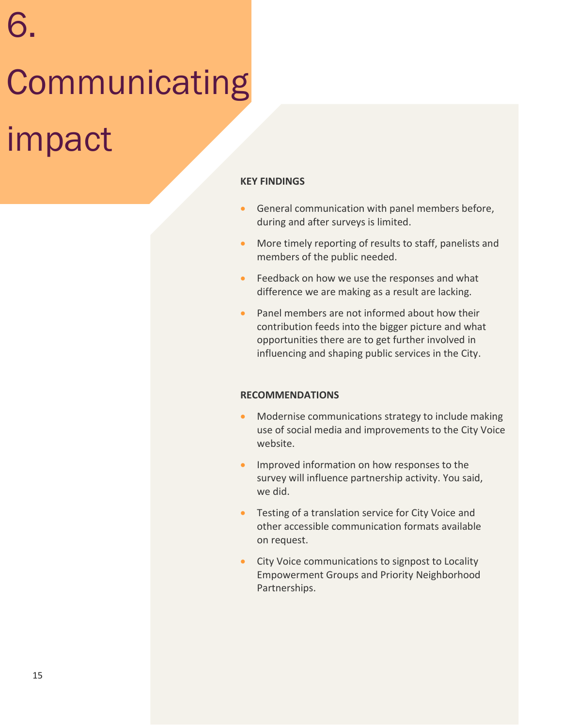# 6. Communicating impact

**KEY FINDINGS**

- General communication with panel members before, during and after surveys is limited.
- More timely reporting of results to staff, panelists and members of the public needed.
- Feedback on how we use the responses and what difference we are making as a result are lacking.
- Panel members are not informed about how their contribution feeds into the bigger picture and what opportunities there are to get further involved in influencing and shaping public services in the City.

**RECOMMENDATIONS**

- Modernise communications strategy to include making use of social media and improvements to the City Voice website.
- Improved information on how responses to the survey will influence partnership activity. You said, we did.
- Testing of a translation service for City Voice and other accessible communication formats available on request.
- City Voice communications to signpost to Locality Empowerment Groups and Priority Neighborhood Partnerships.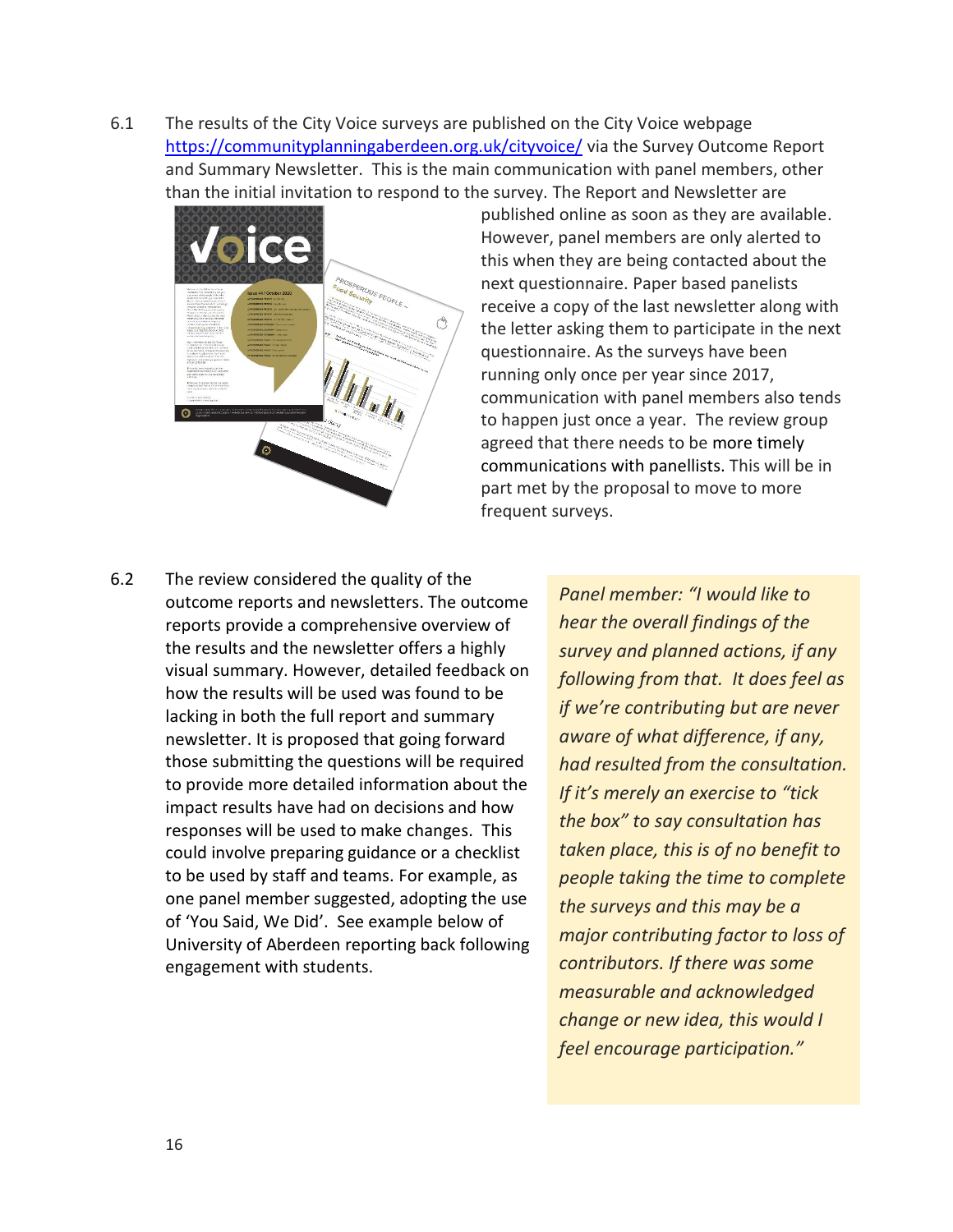6.1 The results of the City Voice surveys are published on the City Voice webpage https://communityplanningaberdeen.org.uk/cityvoice/ via the Survey Outcome Report and Summary Newsletter. This is the main communication with panel members, other than the initial invitation to respond to the survey. The Report and Newsletter are published online as soon as they are available. However, panel members are only alerted to this when they are being contacted about the next questionnaire. Paper based panelists receive a copy of the last newsletter along with the letter asking them to participate in the next questionnaire. As the surveys have been running only once per year since 2017, communication with panel members also tends to happen just once a year. The review group agreed that there needs to be more timely communications with panellists. This will be in part met by the proposal to move to more frequent surveys.

6.2 The review considered the quality of the outcome reports and newsletters. The outcome reports provide a comprehensive overview of the results and the newsletter offers a highly visual summary. However, detailed feedback on how the results will be used was found to be lacking in both the full report and summary newsletter. It is proposed that going forward those submitting the questions will be required to provide more detailed information about the impact results have had on decisions and how responses will be used to make changes. This could involve preparing guidance or a checklist to be used by staff and teams. For example, as one panel member suggested, adopting the use of 'You Said, We Did'. See example below of University of Aberdeen reporting back following engagement with students.

*Panel member: "I would like to hear the overall findings of the survey and planned actions, if any following from that. It does feel as if we're contributing but are never aware of what difference, if any, had resulted from the consultation. If it's merely an exercise to "tick the box" to say consultation has taken place, this is of no benefit to people taking the time to complete the surveys and this may be a major contributing factor to loss of contributors. If there was some measurable and acknowledged change or new idea, this would I feel encourage participation."*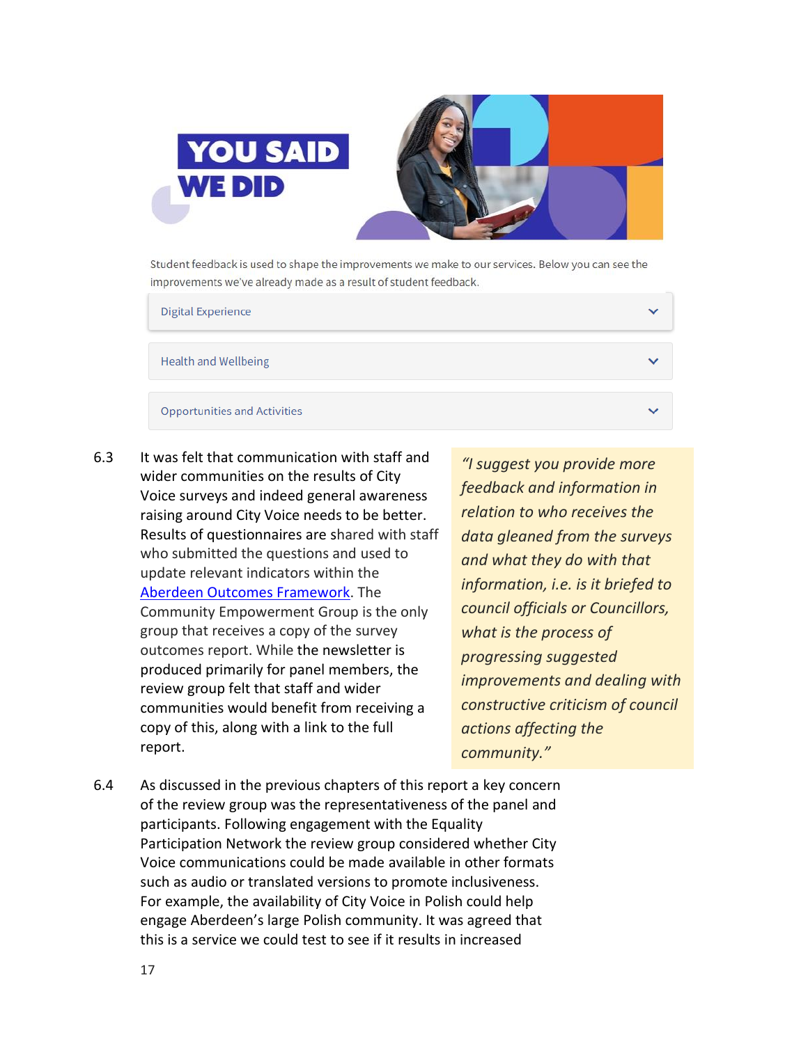YOU SAID WE DID

Student feedback is used to shape the improvements we make to our services. Below you can see the improvements we've already made as a result of student feedback.

- Digital Experience
- Health and Wellbeing
- Opportunities and Activities

6.3 It was felt that communication with staff and wider communities on the results of City Voice surveys and indeed general awareness raising around City Voice needs to be better. Results of questionnaires are shared with staff who submitted the questions and used to update relevant indicators within the Aberdeen Outcomes Framework. The Community Empowerment Group is the only group that receives a copy of the survey outcomes report. While the newsletter is produced primarily for panel members, the review group felt that staff and wider communities would benefit from receiving a copy of this, along with a link to the full report.

> *"I suggest you provide more feedback and information in relation to who receives the data gleaned from the surveys and what they do with that information, i.e. is it briefed to council officials or Councillors, what is the process of progressing suggested improvements and dealing with constructive criticism of council actions affecting the community."*

6.4 As discussed in the previous chapters of this report a key concern of the review group was the representativeness of the panel and participants. Following engagement with the Equality Participation Network the review group considered whether City Voice communications could be made available in other formats such as audio or translated versions to promote inclusiveness. For example, the availability of City Voice in Polish could help engage Aberdeen's large Polish community. It was agreed that this is a service we could test to see if it results in increased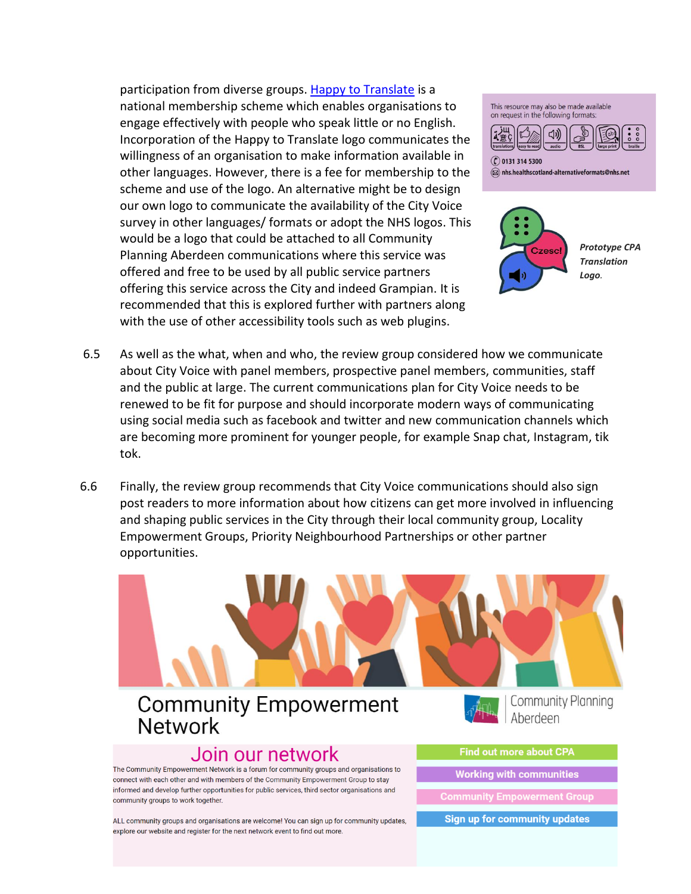participation from diverse groups. [Happy to Translate]() is a national membership scheme which enables organisations to engage effectively with people who speak little or no English. Incorporation of the Happy to Translate logo communicates the willingness of an organisation to make information available in other languages. However, there is a fee for membership to the scheme and use of the logo. An alternative might be to design our own logo to communicate the availability of the City Voice survey in other languages/ formats or adopt the NHS logos. This would be a logo that could be attached to all Community Planning Aberdeen communications where this service was offered and free to be used by all public service partners offering this service across the City and indeed Grampian. It is recommended that this is explored further with partners along with the use of other accessibility tools such as web plugins.

This resource may also be made available on request in the following formats:

translations | easy to read | audio | BSL | large print | braille

0131 314 5300

nhs.healthscotland-alternativeformats@nhs.net

Czesc!

***Prototype CPA Translation Logo.***

6.5 As well as the what, when and who, the review group considered how we communicate about City Voice with panel members, prospective panel members, communities, staff and the public at large. The current communications plan for City Voice needs to be renewed to be fit for purpose and should incorporate modern ways of communicating using social media such as facebook and twitter and new communication channels which are becoming more prominent for younger people, for example Snap chat, Instagram, tik tok.

6.6 Finally, the review group recommends that City Voice communications should also sign post readers to more information about how citizens can get more involved in influencing and shaping public services in the City through their local community group, Locality Empowerment Groups, Priority Neighbourhood Partnerships or other partner opportunities.

Community Empowerment Network

Community Planning Aberdeen

Join our network

The Community Empowerment Network is a forum for community groups and organisations to connect with each other and with members of the Community Empowerment Group to stay informed and develop further opportunities for public services, third sector organisations and community groups to work together.

ALL community groups and organisations are welcome! You can sign up for community updates, explore our website and register for the next network event to find out more.

Find out more about CPA

Working with communities

Community Empowerment Group

Sign up for community updates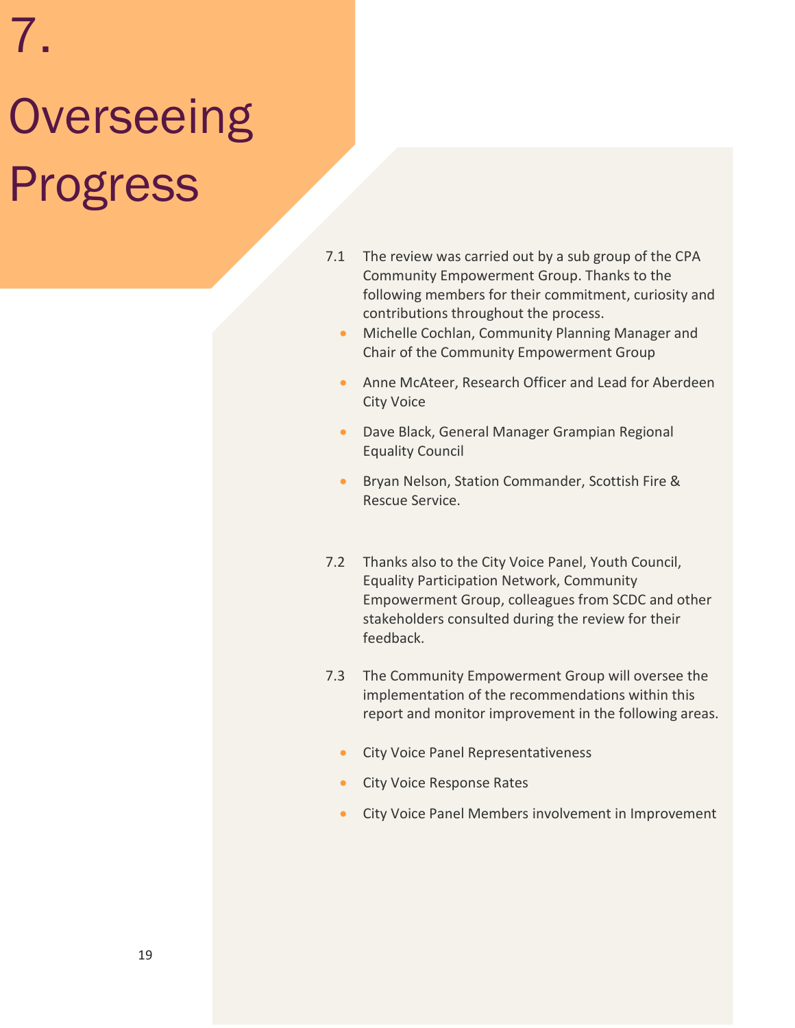# 7. Overseeing Progress

7.1 The review was carried out by a sub group of the CPA Community Empowerment Group. Thanks to the following members for their commitment, curiosity and contributions throughout the process.

- Michelle Cochlan, Community Planning Manager and Chair of the Community Empowerment Group
- Anne McAteer, Research Officer and Lead for Aberdeen City Voice
- Dave Black, General Manager Grampian Regional Equality Council
- Bryan Nelson, Station Commander, Scottish Fire & Rescue Service.

7.2 Thanks also to the City Voice Panel, Youth Council, Equality Participation Network, Community Empowerment Group, colleagues from SCDC and other stakeholders consulted during the review for their feedback.

7.3 The Community Empowerment Group will oversee the implementation of the recommendations within this report and monitor improvement in the following areas.

- City Voice Panel Representativeness
- City Voice Response Rates
- City Voice Panel Members involvement in Improvement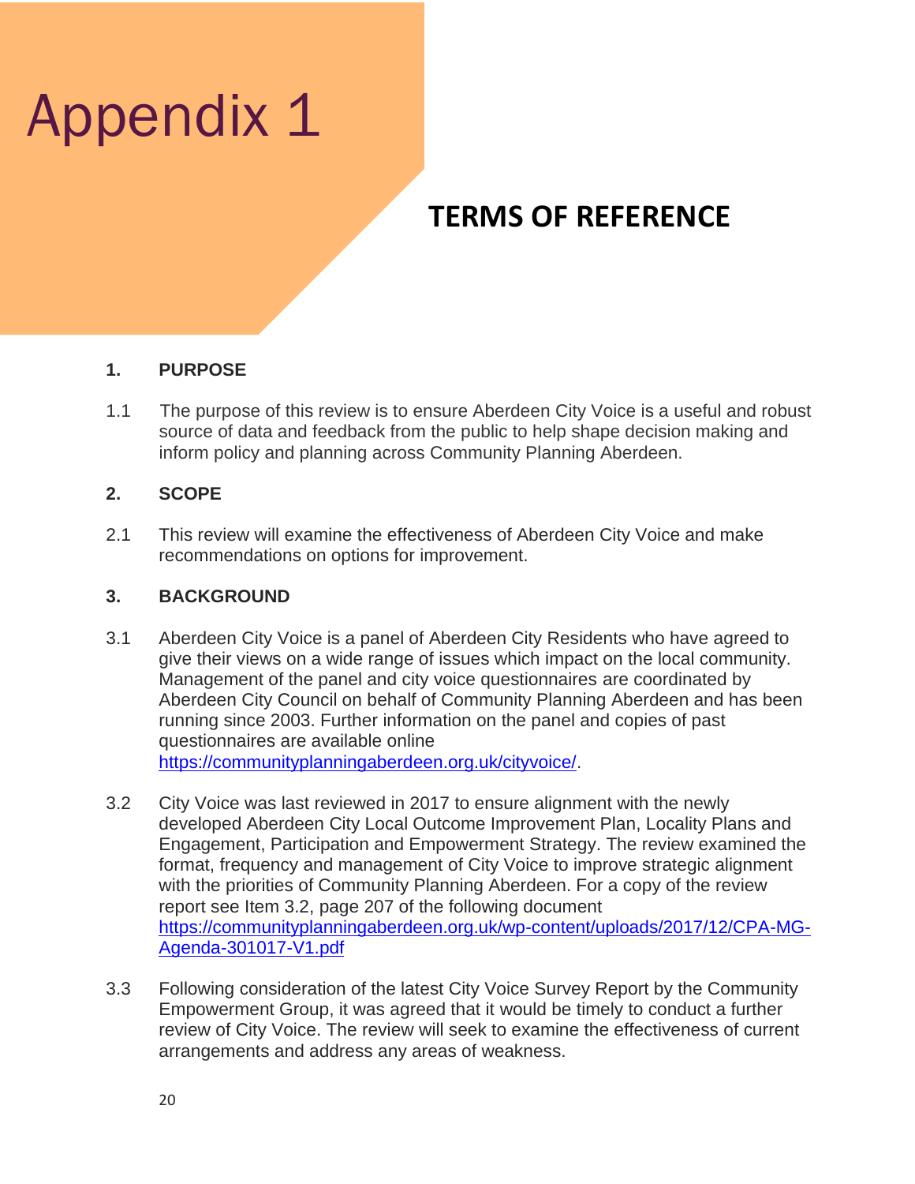# Appendix 1

## TERMS OF REFERENCE

### 1. PURPOSE

1.1 The purpose of this review is to ensure Aberdeen City Voice is a useful and robust source of data and feedback from the public to help shape decision making and inform policy and planning across Community Planning Aberdeen.

### 2. SCOPE

2.1 This review will examine the effectiveness of Aberdeen City Voice and make recommendations on options for improvement.

### 3. BACKGROUND

3.1 Aberdeen City Voice is a panel of Aberdeen City Residents who have agreed to give their views on a wide range of issues which impact on the local community. Management of the panel and city voice questionnaires are coordinated by Aberdeen City Council on behalf of Community Planning Aberdeen and has been running since 2003. Further information on the panel and copies of past questionnaires are available online https://communityplanningaberdeen.org.uk/cityvoice/.

3.2 City Voice was last reviewed in 2017 to ensure alignment with the newly developed Aberdeen City Local Outcome Improvement Plan, Locality Plans and Engagement, Participation and Empowerment Strategy. The review examined the format, frequency and management of City Voice to improve strategic alignment with the priorities of Community Planning Aberdeen. For a copy of the review report see Item 3.2, page 207 of the following document https://communityplanningaberdeen.org.uk/wp-content/uploads/2017/12/CPA-MG-Agenda-301017-V1.pdf

3.3 Following consideration of the latest City Voice Survey Report by the Community Empowerment Group, it was agreed that it would be timely to conduct a further review of City Voice. The review will seek to examine the effectiveness of current arrangements and address any areas of weakness.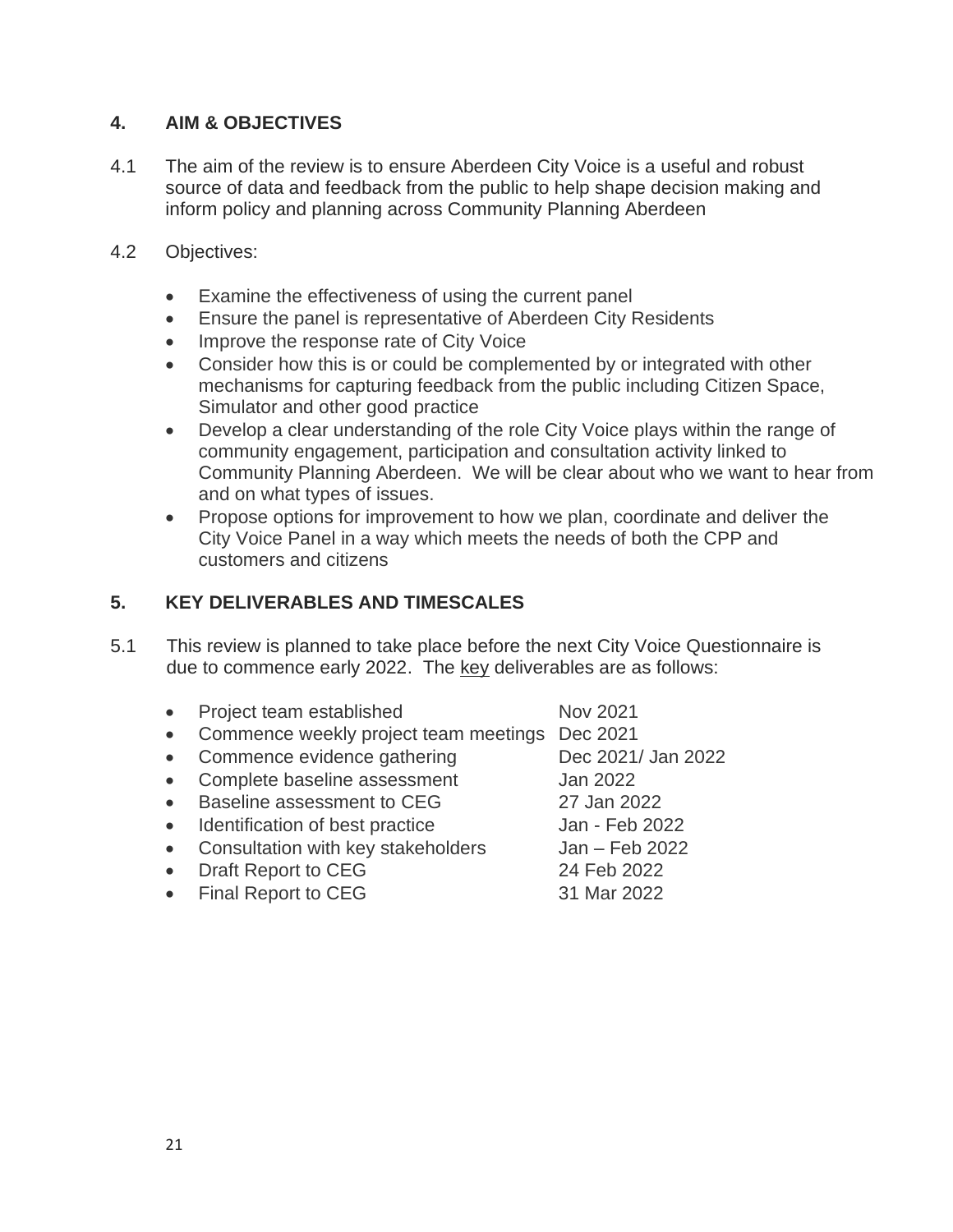## 4. AIM & OBJECTIVES

4.1 The aim of the review is to ensure Aberdeen City Voice is a useful and robust source of data and feedback from the public to help shape decision making and inform policy and planning across Community Planning Aberdeen

4.2 Objectives:

- Examine the effectiveness of using the current panel
- Ensure the panel is representative of Aberdeen City Residents
- Improve the response rate of City Voice
- Consider how this is or could be complemented by or integrated with other mechanisms for capturing feedback from the public including Citizen Space, Simulator and other good practice
- Develop a clear understanding of the role City Voice plays within the range of community engagement, participation and consultation activity linked to Community Planning Aberdeen. We will be clear about who we want to hear from and on what types of issues.
- Propose options for improvement to how we plan, coordinate and deliver the City Voice Panel in a way which meets the needs of both the CPP and customers and citizens

## 5. KEY DELIVERABLES AND TIMESCALES

5.1 This review is planned to take place before the next City Voice Questionnaire is due to commence early 2022. The key deliverables are as follows:

| Deliverable | Timescale |
|---|---|
| Project team established | Nov 2021 |
| Commence weekly project team meetings | Dec 2021 |
| Commence evidence gathering | Dec 2021/ Jan 2022 |
| Complete baseline assessment | Jan 2022 |
| Baseline assessment to CEG | 27 Jan 2022 |
| Identification of best practice | Jan - Feb 2022 |
| Consultation with key stakeholders | Jan – Feb 2022 |
| Draft Report to CEG | 24 Feb 2022 |
| Final Report to CEG | 31 Mar 2022 |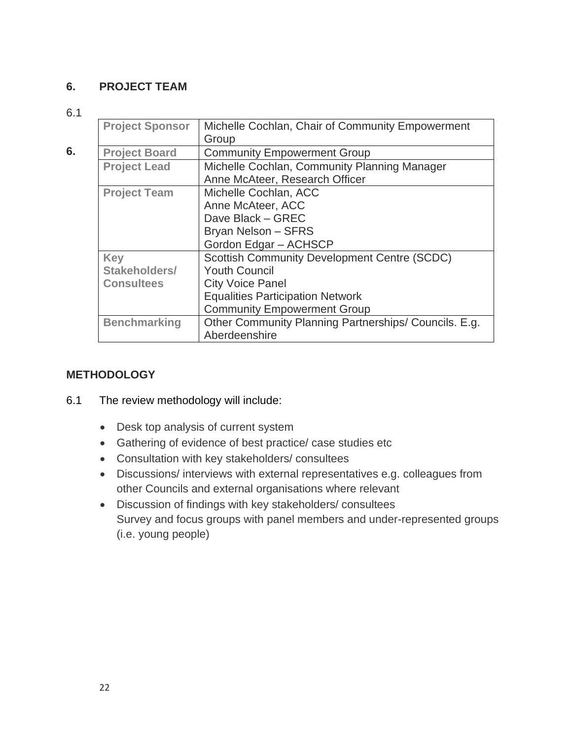## 6. PROJECT TEAM

6.1

6.

| | |
|---|---|
| **Project Sponsor** | Michelle Cochlan, Chair of Community Empowerment Group |
| **Project Board** | Community Empowerment Group |
| **Project Lead** | Michelle Cochlan, Community Planning Manager<br>Anne McAteer, Research Officer |
| **Project Team** | Michelle Cochlan, ACC<br>Anne McAteer, ACC<br>Dave Black – GREC<br>Bryan Nelson – SFRS<br>Gordon Edgar – ACHSCP |
| **Key Stakeholders/ Consultees** | Scottish Community Development Centre (SCDC)<br>Youth Council<br>City Voice Panel<br>Equalities Participation Network<br>Community Empowerment Group |
| **Benchmarking** | Other Community Planning Partnerships/ Councils. E.g. Aberdeenshire |

## METHODOLOGY

6.1 The review methodology will include:

- Desk top analysis of current system
- Gathering of evidence of best practice/ case studies etc
- Consultation with key stakeholders/ consultees
- Discussions/ interviews with external representatives e.g. colleagues from other Councils and external organisations where relevant
- Discussion of findings with key stakeholders/ consultees
  Survey and focus groups with panel members and under-represented groups (i.e. young people)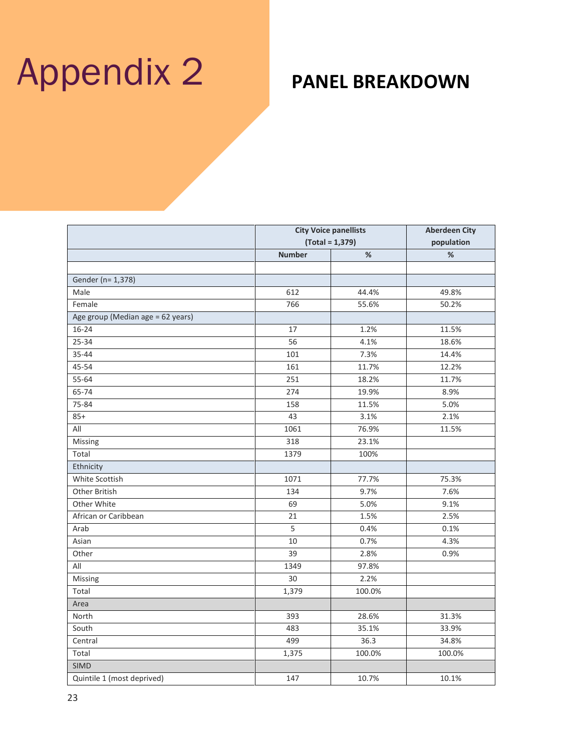# Appendix 2

## PANEL BREAKDOWN

| | City Voice panellists (Total = 1,379) | | Aberdeen City population |
|---|---|---|---|
| | Number | % | % |
| | | | |
| Gender (n= 1,378) | | | |
| Male | 612 | 44.4% | 49.8% |
| Female | 766 | 55.6% | 50.2% |
| Age group (Median age = 62 years) | | | |
| 16-24 | 17 | 1.2% | 11.5% |
| 25-34 | 56 | 4.1% | 18.6% |
| 35-44 | 101 | 7.3% | 14.4% |
| 45-54 | 161 | 11.7% | 12.2% |
| 55-64 | 251 | 18.2% | 11.7% |
| 65-74 | 274 | 19.9% | 8.9% |
| 75-84 | 158 | 11.5% | 5.0% |
| 85+ | 43 | 3.1% | 2.1% |
| All | 1061 | 76.9% | 11.5% |
| Missing | 318 | 23.1% | |
| Total | 1379 | 100% | |
| Ethnicity | | | |
| White Scottish | 1071 | 77.7% | 75.3% |
| Other British | 134 | 9.7% | 7.6% |
| Other White | 69 | 5.0% | 9.1% |
| African or Caribbean | 21 | 1.5% | 2.5% |
| Arab | 5 | 0.4% | 0.1% |
| Asian | 10 | 0.7% | 4.3% |
| Other | 39 | 2.8% | 0.9% |
| All | 1349 | 97.8% | |
| Missing | 30 | 2.2% | |
| Total | 1,379 | 100.0% | |
| Area | | | |
| North | 393 | 28.6% | 31.3% |
| South | 483 | 35.1% | 33.9% |
| Central | 499 | 36.3 | 34.8% |
| Total | 1,375 | 100.0% | 100.0% |
| SIMD | | | |
| Quintile 1 (most deprived) | 147 | 10.7% | 10.1% |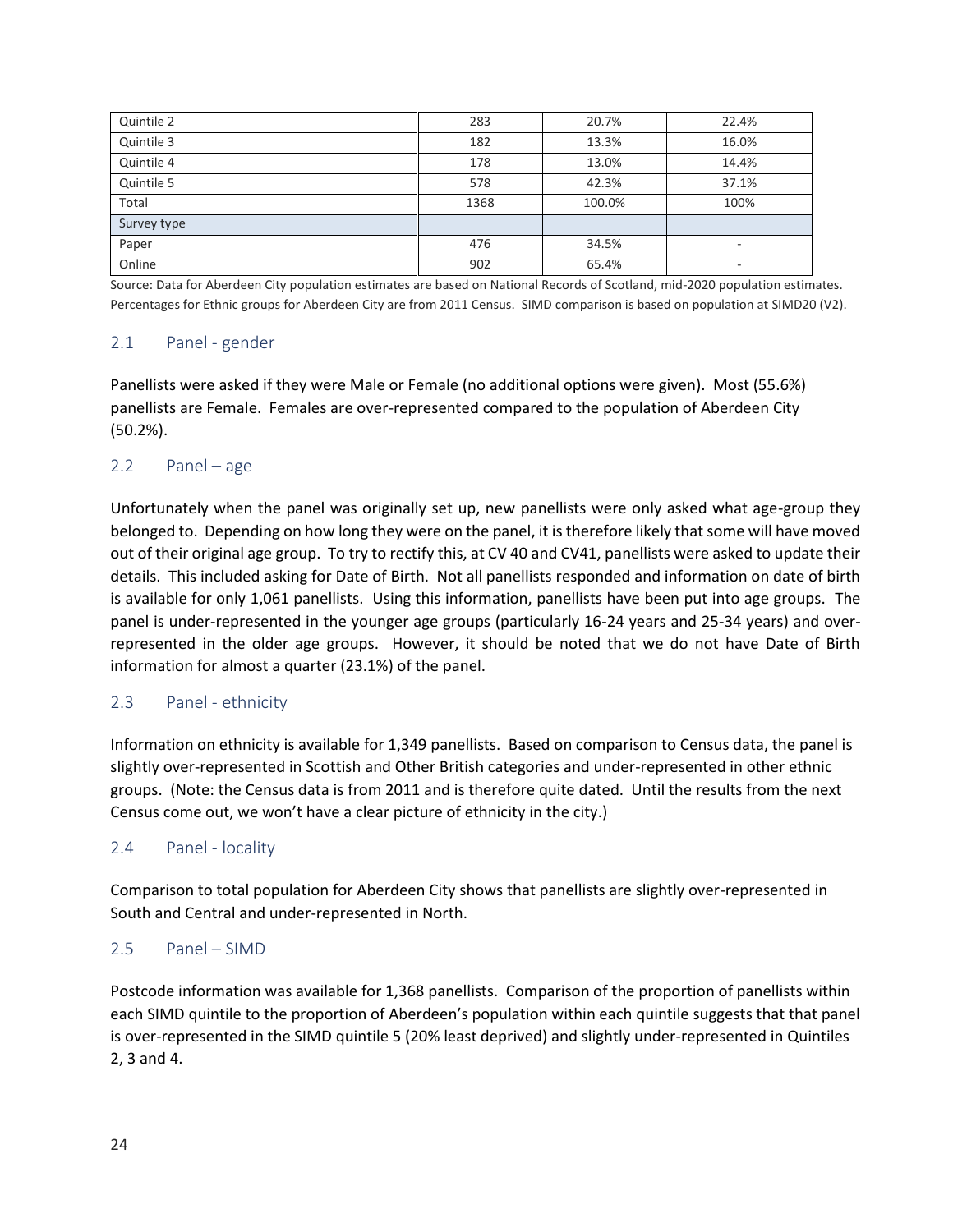| | | | |
|---|---|---|---|
| Quintile 2 | 283 | 20.7% | 22.4% |
| Quintile 3 | 182 | 13.3% | 16.0% |
| Quintile 4 | 178 | 13.0% | 14.4% |
| Quintile 5 | 578 | 42.3% | 37.1% |
| Total | 1368 | 100.0% | 100% |
| Survey type | | | |
| Paper | 476 | 34.5% | - |
| Online | 902 | 65.4% | - |

Source: Data for Aberdeen City population estimates are based on National Records of Scotland, mid-2020 population estimates. Percentages for Ethnic groups for Aberdeen City are from 2011 Census. SIMD comparison is based on population at SIMD20 (V2).

## 2.1 Panel - gender

Panellists were asked if they were Male or Female (no additional options were given). Most (55.6%) panellists are Female. Females are over-represented compared to the population of Aberdeen City (50.2%).

## 2.2 Panel – age

Unfortunately when the panel was originally set up, new panellists were only asked what age-group they belonged to. Depending on how long they were on the panel, it is therefore likely that some will have moved out of their original age group. To try to rectify this, at CV 40 and CV41, panellists were asked to update their details. This included asking for Date of Birth. Not all panellists responded and information on date of birth is available for only 1,061 panellists. Using this information, panellists have been put into age groups. The panel is under-represented in the younger age groups (particularly 16-24 years and 25-34 years) and over-represented in the older age groups. However, it should be noted that we do not have Date of Birth information for almost a quarter (23.1%) of the panel.

## 2.3 Panel - ethnicity

Information on ethnicity is available for 1,349 panellists. Based on comparison to Census data, the panel is slightly over-represented in Scottish and Other British categories and under-represented in other ethnic groups. (Note: the Census data is from 2011 and is therefore quite dated. Until the results from the next Census come out, we won't have a clear picture of ethnicity in the city.)

## 2.4 Panel - locality

Comparison to total population for Aberdeen City shows that panellists are slightly over-represented in South and Central and under-represented in North.

## 2.5 Panel – SIMD

Postcode information was available for 1,368 panellists. Comparison of the proportion of panellists within each SIMD quintile to the proportion of Aberdeen's population within each quintile suggests that that panel is over-represented in the SIMD quintile 5 (20% least deprived) and slightly under-represented in Quintiles 2, 3 and 4.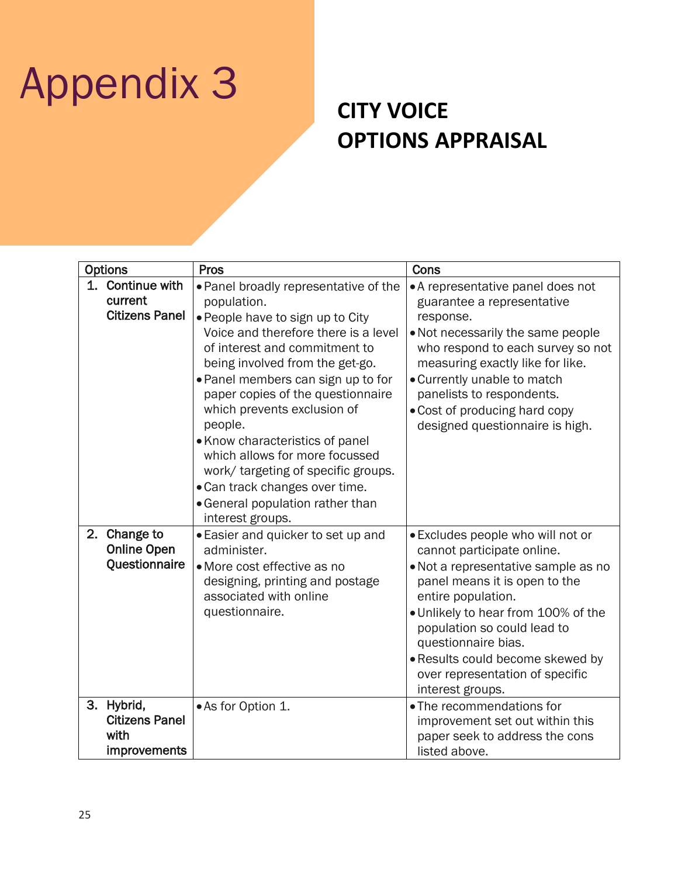# Appendix 3

## CITY VOICE OPTIONS APPRAISAL

| Options | Pros | Cons |
|---|---|---|
| 1. **Continue with current Citizens Panel** | • Panel broadly representative of the population.<br>• People have to sign up to City Voice and therefore there is a level of interest and commitment to being involved from the get-go.<br>• Panel members can sign up to for paper copies of the questionnaire which prevents exclusion of people.<br>• Know characteristics of panel which allows for more focussed work/ targeting of specific groups.<br>• Can track changes over time.<br>• General population rather than interest groups. | • A representative panel does not guarantee a representative response.<br>• Not necessarily the same people who respond to each survey so not measuring exactly like for like.<br>• Currently unable to match panelists to respondents.<br>• Cost of producing hard copy designed questionnaire is high. |
| 2. **Change to Online Open Questionnaire** | • Easier and quicker to set up and administer.<br>• More cost effective as no designing, printing and postage associated with online questionnaire. | • Excludes people who will not or cannot participate online.<br>• Not a representative sample as no panel means it is open to the entire population.<br>• Unlikely to hear from 100% of the population so could lead to questionnaire bias.<br>• Results could become skewed by over representation of specific interest groups. |
| 3. **Hybrid, Citizens Panel with improvements** | • As for Option 1. | • The recommendations for improvement set out within this paper seek to address the cons listed above. |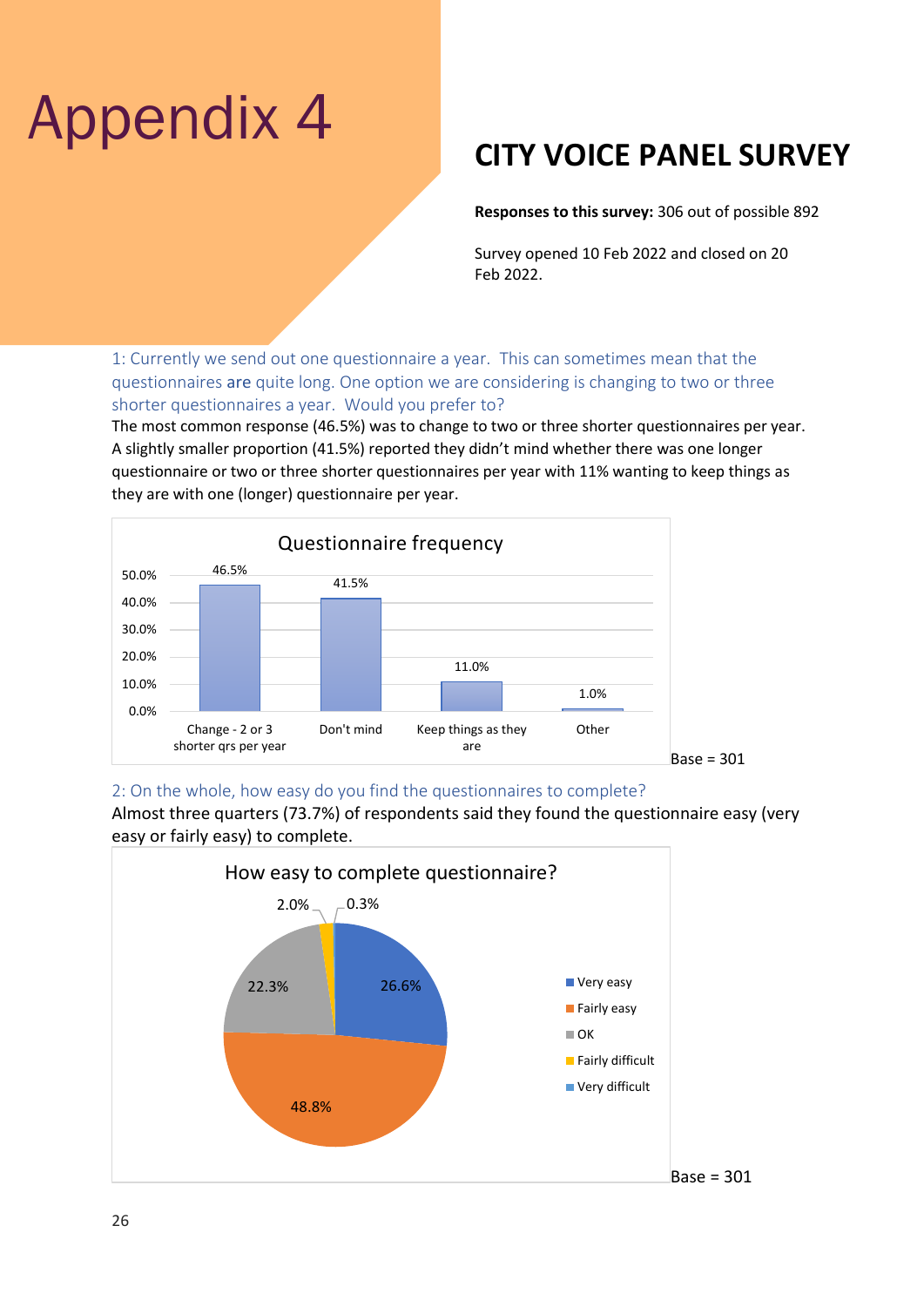# Appendix 4

## CITY VOICE PANEL SURVEY

**Responses to this survey:** 306 out of possible 892

Survey opened 10 Feb 2022 and closed on 20 Feb 2022.

### 1: Currently we send out one questionnaire a year. This can sometimes mean that the questionnaires are quite long. One option we are considering is changing to two or three shorter questionnaires a year. Would you prefer to?

The most common response (46.5%) was to change to two or three shorter questionnaires per year. A slightly smaller proportion (41.5%) reported they didn't mind whether there was one longer questionnaire or two or three shorter questionnaires per year with 11% wanting to keep things as they are with one (longer) questionnaire per year.

**Questionnaire frequency**

| Response | Percentage |
|---|---|
| Change - 2 or 3 shorter qrs per year | 46.5% |
| Don't mind | 41.5% |
| Keep things as they are | 11.0% |
| Other | 1.0% |

Base = 301

### 2: On the whole, how easy do you find the questionnaires to complete?

Almost three quarters (73.7%) of respondents said they found the questionnaire easy (very easy or fairly easy) to complete.

**How easy to complete questionnaire?**

| Response | Percentage |
|---|---|
| Very easy | 26.6% |
| Fairly easy | 48.8% |
| OK | 22.3% |
| Fairly difficult | 2.0% |
| Very difficult | 0.3% |

Base = 301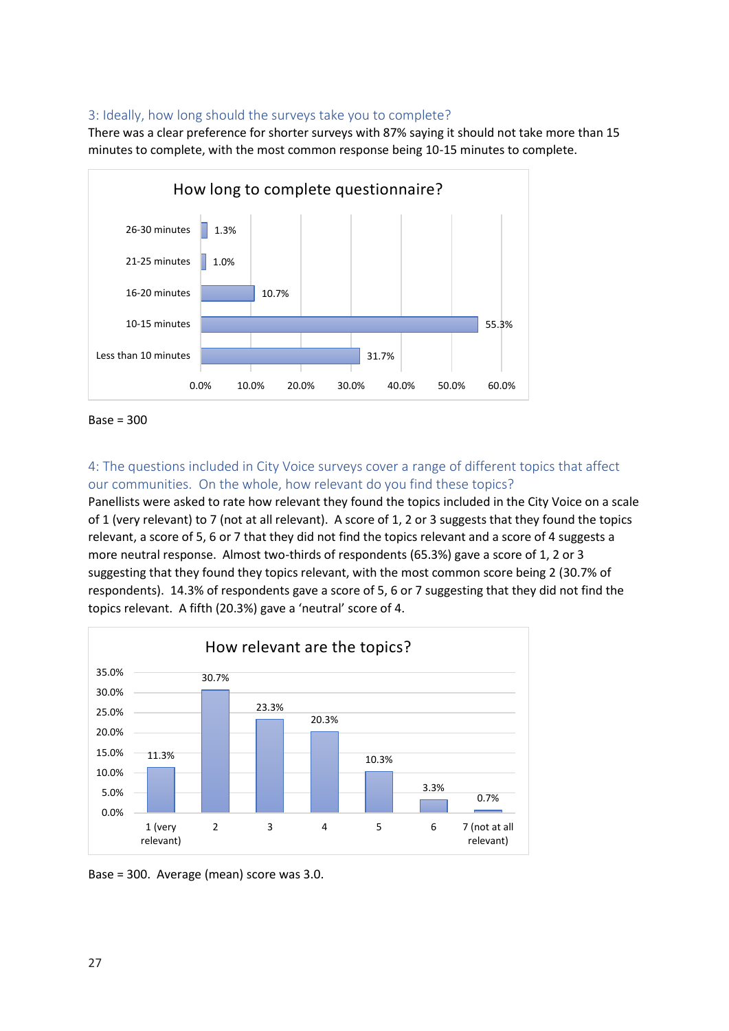### 3: Ideally, how long should the surveys take you to complete?

There was a clear preference for shorter surveys with 87% saying it should not take more than 15 minutes to complete, with the most common response being 10-15 minutes to complete.

**How long to complete questionnaire?**

| Response | % |
|---|---|
| 26-30 minutes | 1.3% |
| 21-25 minutes | 1.0% |
| 16-20 minutes | 10.7% |
| 10-15 minutes | 55.3% |
| Less than 10 minutes | 31.7% |

Base = 300

### 4: The questions included in City Voice surveys cover a range of different topics that affect our communities. On the whole, how relevant do you find these topics?

Panellists were asked to rate how relevant they found the topics included in the City Voice on a scale of 1 (very relevant) to 7 (not at all relevant). A score of 1, 2 or 3 suggests that they found the topics relevant, a score of 5, 6 or 7 that they did not find the topics relevant and a score of 4 suggests a more neutral response. Almost two-thirds of respondents (65.3%) gave a score of 1, 2 or 3 suggesting that they found they topics relevant, with the most common score being 2 (30.7% of respondents). 14.3% of respondents gave a score of 5, 6 or 7 suggesting that they did not find the topics relevant. A fifth (20.3%) gave a 'neutral' score of 4.

**How relevant are the topics?**

| Score | % |
|---|---|
| 1 (very relevant) | 11.3% |
| 2 | 30.7% |
| 3 | 23.3% |
| 4 | 20.3% |
| 5 | 10.3% |
| 6 | 3.3% |
| 7 (not at all relevant) | 0.7% |

Base = 300. Average (mean) score was 3.0.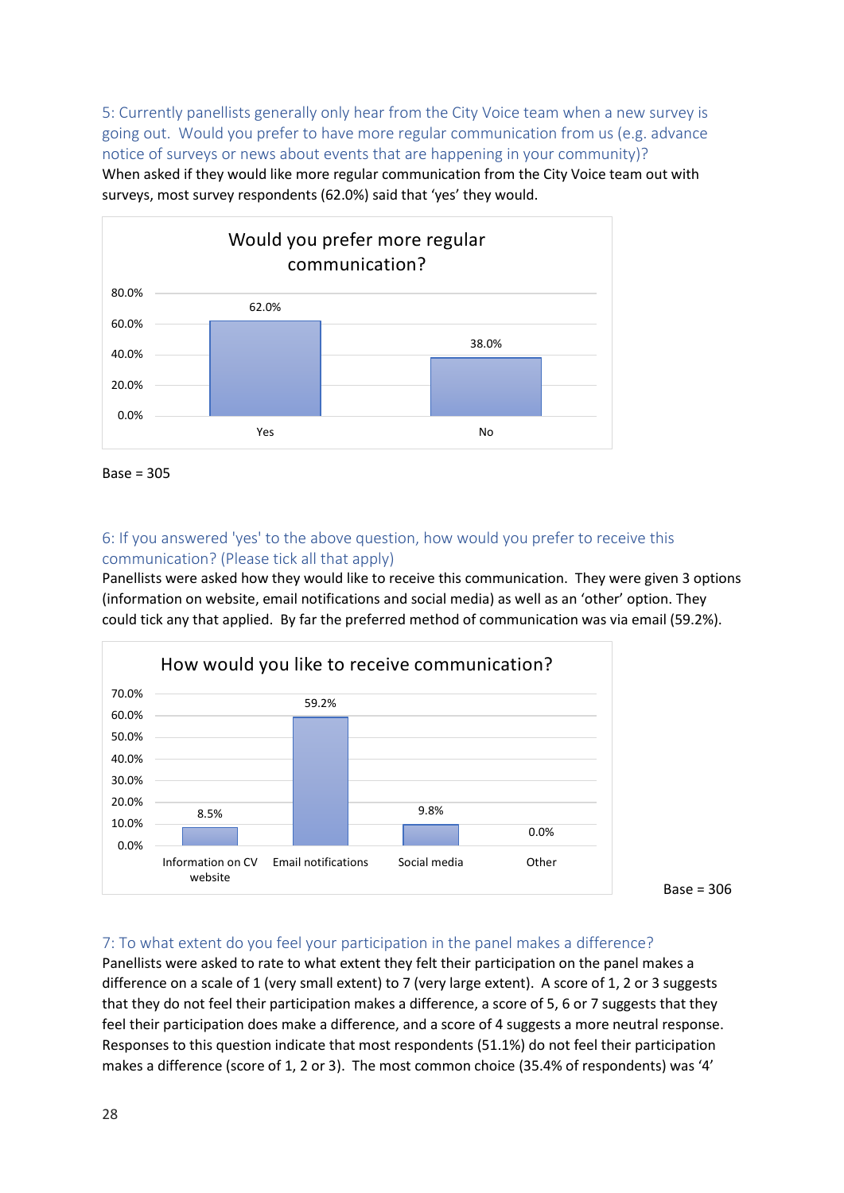### 5: Currently panellists generally only hear from the City Voice team when a new survey is going out. Would you prefer to have more regular communication from us (e.g. advance notice of surveys or news about events that are happening in your community)?

When asked if they would like more regular communication from the City Voice team out with surveys, most survey respondents (62.0%) said that 'yes' they would.

**Would you prefer more regular communication?**

| Response | Percentage |
|---|---|
| Yes | 62.0% |
| No | 38.0% |

Base = 305

### 6: If you answered 'yes' to the above question, how would you prefer to receive this communication? (Please tick all that apply)

Panellists were asked how they would like to receive this communication. They were given 3 options (information on website, email notifications and social media) as well as an 'other' option. They could tick any that applied. By far the preferred method of communication was via email (59.2%).

**How would you like to receive communication?**

| Method | Percentage |
|---|---|
| Information on CV website | 8.5% |
| Email notifications | 59.2% |
| Social media | 9.8% |
| Other | 0.0% |

Base = 306

### 7: To what extent do you feel your participation in the panel makes a difference?

Panellists were asked to rate to what extent they felt their participation on the panel makes a difference on a scale of 1 (very small extent) to 7 (very large extent). A score of 1, 2 or 3 suggests that they do not feel their participation makes a difference, a score of 5, 6 or 7 suggests that they feel their participation does make a difference, and a score of 4 suggests a more neutral response. Responses to this question indicate that most respondents (51.1%) do not feel their participation makes a difference (score of 1, 2 or 3). The most common choice (35.4% of respondents) was '4'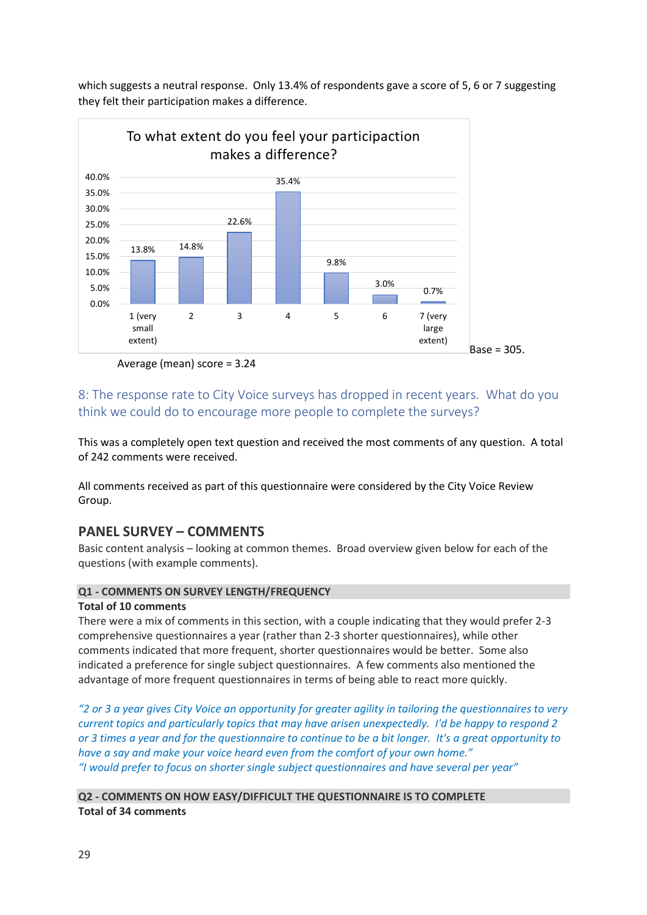which suggests a neutral response.  Only 13.4% of respondents gave a score of 5, 6 or 7 suggesting they felt their participation makes a difference.

**To what extent do you feel your participaction makes a difference?**

| Score | Percentage |
|---|---|
| 1 (very small extent) | 13.8% |
| 2 | 14.8% |
| 3 | 22.6% |
| 4 | 35.4% |
| 5 | 9.8% |
| 6 | 3.0% |
| 7 (very large extent) | 0.7% |

Base = 305.

Average (mean) score = 3.24

## 8: The response rate to City Voice surveys has dropped in recent years.  What do you think we could do to encourage more people to complete the surveys?

This was a completely open text question and received the most comments of any question.  A total of 242 comments were received.

All comments received as part of this questionnaire were considered by the City Voice Review Group.

## PANEL SURVEY – COMMENTS

Basic content analysis – looking at common themes.  Broad overview given below for each of the questions (with example comments).

### Q1 - COMMENTS ON SURVEY LENGTH/FREQUENCY

**Total of 10 comments**

There were a mix of comments in this section, with a couple indicating that they would prefer 2-3 comprehensive questionnaires a year (rather than 2-3 shorter questionnaires), while other comments indicated that more frequent, shorter questionnaires would be better.  Some also indicated a preference for single subject questionnaires.  A few comments also mentioned the advantage of more frequent questionnaires in terms of being able to react more quickly.

*"2 or 3 a year gives City Voice an opportunity for greater agility in tailoring the questionnaires to very current topics and particularly topics that may have arisen unexpectedly.  I'd be happy to respond 2 or 3 times a year and for the questionnaire to continue to be a bit longer.  It's a great opportunity to have a say and make your voice heard even from the comfort of your own home."*
*"I would prefer to focus on shorter single subject questionnaires and have several per year"*

### Q2 - COMMENTS ON HOW EASY/DIFFICULT THE QUESTIONNAIRE IS TO COMPLETE

**Total of 34 comments**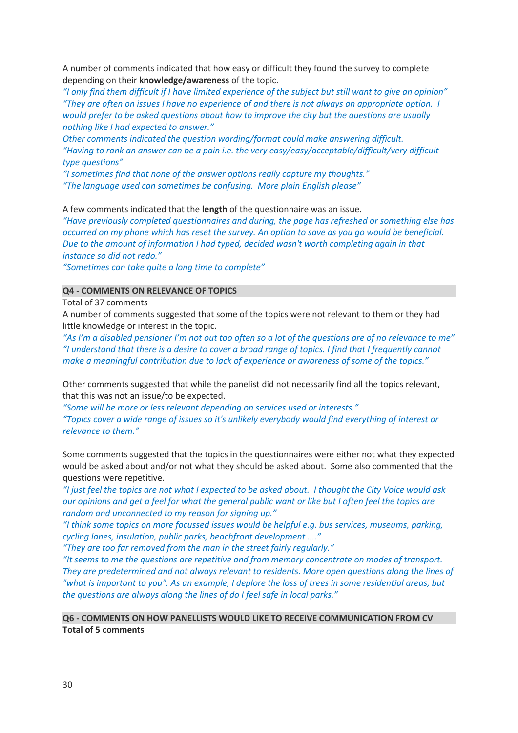A number of comments indicated that how easy or difficult they found the survey to complete depending on their **knowledge/awareness** of the topic.

*"I only find them difficult if I have limited experience of the subject but still want to give an opinion"*
*"They are often on issues I have no experience of and there is not always an appropriate option. I would prefer to be asked questions about how to improve the city but the questions are usually nothing like I had expected to answer."*
*Other comments indicated the question wording/format could make answering difficult.*
*"Having to rank an answer can be a pain i.e. the very easy/easy/acceptable/difficult/very difficult type questions"*
*"I sometimes find that none of the answer options really capture my thoughts."*
*"The language used can sometimes be confusing. More plain English please"*

A few comments indicated that the **length** of the questionnaire was an issue.

*"Have previously completed questionnaires and during, the page has refreshed or something else has occurred on my phone which has reset the survey. An option to save as you go would be beneficial. Due to the amount of information I had typed, decided wasn't worth completing again in that instance so did not redo."*
*"Sometimes can take quite a long time to complete"*

## Q4 - COMMENTS ON RELEVANCE OF TOPICS

Total of 37 comments

A number of comments suggested that some of the topics were not relevant to them or they had little knowledge or interest in the topic.

*"As I'm a disabled pensioner I'm not out too often so a lot of the questions are of no relevance to me"*
*"I understand that there is a desire to cover a broad range of topics. I find that I frequently cannot make a meaningful contribution due to lack of experience or awareness of some of the topics."*

Other comments suggested that while the panelist did not necessarily find all the topics relevant, that this was not an issue/to be expected.

*"Some will be more or less relevant depending on services used or interests."*
*"Topics cover a wide range of issues so it's unlikely everybody would find everything of interest or relevance to them."*

Some comments suggested that the topics in the questionnaires were either not what they expected would be asked about and/or not what they should be asked about. Some also commented that the questions were repetitive.

*"I just feel the topics are not what I expected to be asked about. I thought the City Voice would ask our opinions and get a feel for what the general public want or like but I often feel the topics are random and unconnected to my reason for signing up."*
*"I think some topics on more focussed issues would be helpful e.g. bus services, museums, parking, cycling lanes, insulation, public parks, beachfront development ...."*
*"They are too far removed from the man in the street fairly regularly."*
*"It seems to me the questions are repetitive and from memory concentrate on modes of transport. They are predetermined and not always relevant to residents. More open questions along the lines of "what is important to you". As an example, I deplore the loss of trees in some residential areas, but the questions are always along the lines of do I feel safe in local parks."*

## Q6 - COMMENTS ON HOW PANELLISTS WOULD LIKE TO RECEIVE COMMUNICATION FROM CV

**Total of 5 comments**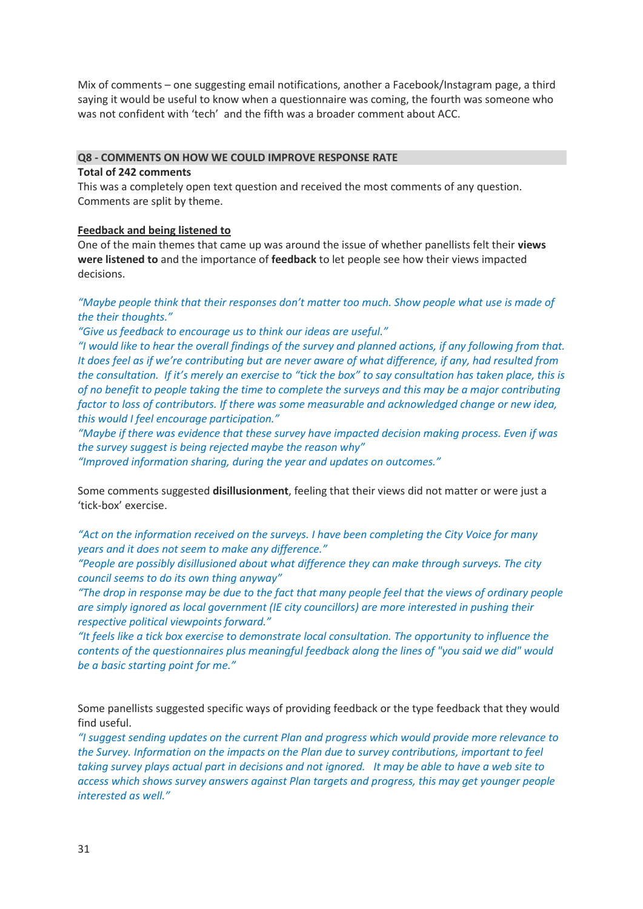Mix of comments – one suggesting email notifications, another a Facebook/Instagram page, a third saying it would be useful to know when a questionnaire was coming, the fourth was someone who was not confident with 'tech' and the fifth was a broader comment about ACC.

## Q8 - COMMENTS ON HOW WE COULD IMPROVE RESPONSE RATE

**Total of 242 comments**

This was a completely open text question and received the most comments of any question. Comments are split by theme.

### Feedback and being listened to

One of the main themes that came up was around the issue of whether panellists felt their **views were listened to** and the importance of **feedback** to let people see how their views impacted decisions.

*"Maybe people think that their responses don't matter too much. Show people what use is made of the their thoughts."*
*"Give us feedback to encourage us to think our ideas are useful."*
*"I would like to hear the overall findings of the survey and planned actions, if any following from that. It does feel as if we're contributing but are never aware of what difference, if any, had resulted from the consultation. If it's merely an exercise to "tick the box" to say consultation has taken place, this is of no benefit to people taking the time to complete the surveys and this may be a major contributing factor to loss of contributors. If there was some measurable and acknowledged change or new idea, this would I feel encourage participation."*
*"Maybe if there was evidence that these survey have impacted decision making process. Even if was the survey suggest is being rejected maybe the reason why"*
*"Improved information sharing, during the year and updates on outcomes."*

Some comments suggested **disillusionment**, feeling that their views did not matter or were just a 'tick-box' exercise.

*"Act on the information received on the surveys. I have been completing the City Voice for many years and it does not seem to make any difference."*
*"People are possibly disillusioned about what difference they can make through surveys. The city council seems to do its own thing anyway"*
*"The drop in response may be due to the fact that many people feel that the views of ordinary people are simply ignored as local government (IE city councillors) are more interested in pushing their respective political viewpoints forward."*
*"It feels like a tick box exercise to demonstrate local consultation. The opportunity to influence the contents of the questionnaires plus meaningful feedback along the lines of "you said we did" would be a basic starting point for me."*

Some panellists suggested specific ways of providing feedback or the type feedback that they would find useful.
*"I suggest sending updates on the current Plan and progress which would provide more relevance to the Survey. Information on the impacts on the Plan due to survey contributions, important to feel taking survey plays actual part in decisions and not ignored. It may be able to have a web site to access which shows survey answers against Plan targets and progress, this may get younger people interested as well."*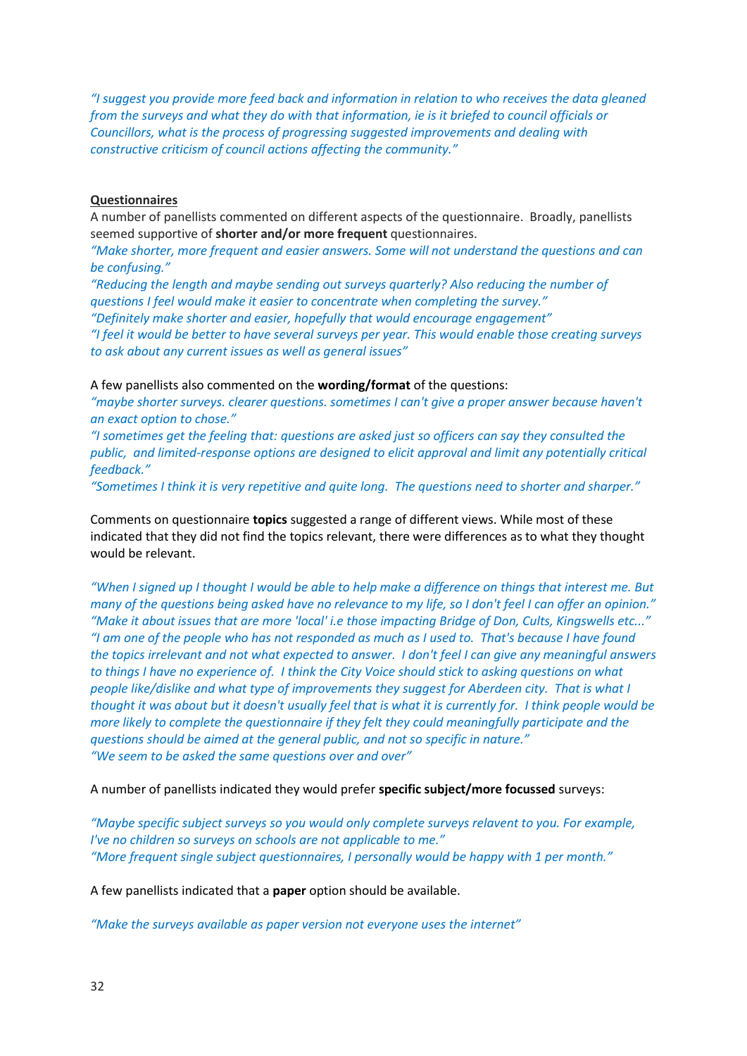*"I suggest you provide more feed back and information in relation to who receives the data gleaned from the surveys and what they do with that information, ie is it briefed to council officials or Councillors, what is the process of progressing suggested improvements and dealing with constructive criticism of council actions affecting the community."*

**Questionnaires**

A number of panellists commented on different aspects of the questionnaire. Broadly, panellists seemed supportive of **shorter and/or more frequent** questionnaires.

*"Make shorter, more frequent and easier answers. Some will not understand the questions and can be confusing."*

*"Reducing the length and maybe sending out surveys quarterly? Also reducing the number of questions I feel would make it easier to concentrate when completing the survey."*

*"Definitely make shorter and easier, hopefully that would encourage engagement"*

*"I feel it would be better to have several surveys per year. This would enable those creating surveys to ask about any current issues as well as general issues"*

A few panellists also commented on the **wording/format** of the questions:

*"maybe shorter surveys. clearer questions. sometimes I can't give a proper answer because haven't an exact option to chose."*

*"I sometimes get the feeling that: questions are asked just so officers can say they consulted the public, and limited-response options are designed to elicit approval and limit any potentially critical feedback."*

*"Sometimes I think it is very repetitive and quite long. The questions need to shorter and sharper."*

Comments on questionnaire **topics** suggested a range of different views. While most of these indicated that they did not find the topics relevant, there were differences as to what they thought would be relevant.

*"When I signed up I thought I would be able to help make a difference on things that interest me. But many of the questions being asked have no relevance to my life, so I don't feel I can offer an opinion."*

*"Make it about issues that are more 'local' i.e those impacting Bridge of Don, Cults, Kingswells etc..."*

*"I am one of the people who has not responded as much as I used to. That's because I have found the topics irrelevant and not what expected to answer. I don't feel I can give any meaningful answers to things I have no experience of. I think the City Voice should stick to asking questions on what people like/dislike and what type of improvements they suggest for Aberdeen city. That is what I thought it was about but it doesn't usually feel that is what it is currently for. I think people would be more likely to complete the questionnaire if they felt they could meaningfully participate and the questions should be aimed at the general public, and not so specific in nature."*

*"We seem to be asked the same questions over and over"*

A number of panellists indicated they would prefer **specific subject/more focussed** surveys:

*"Maybe specific subject surveys so you would only complete surveys relevant to you. For example, I've no children so surveys on schools are not applicable to me."*

*"More frequent single subject questionnaires, I personally would be happy with 1 per month."*

A few panellists indicated that a **paper** option should be available.

*"Make the surveys available as paper version not everyone uses the internet"*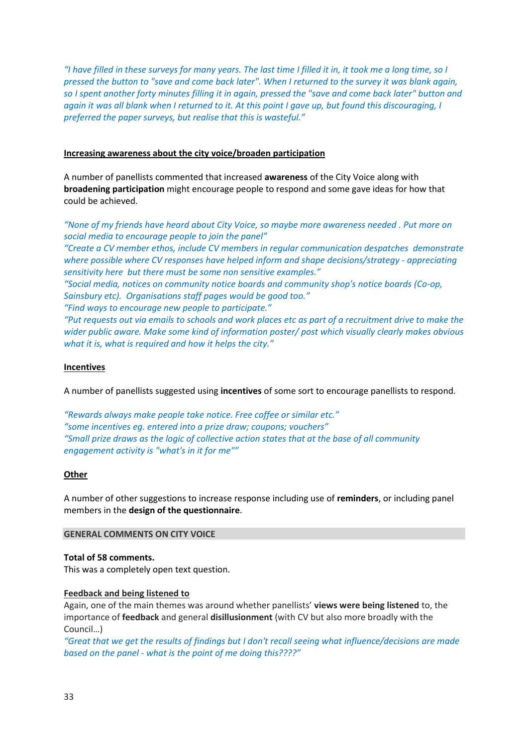*"I have filled in these surveys for many years. The last time I filled it in, it took me a long time, so I pressed the button to "save and come back later". When I returned to the survey it was blank again, so I spent another forty minutes filling it in again, pressed the "save and come back later" button and again it was all blank when I returned to it. At this point I gave up, but found this discouraging, I preferred the paper surveys, but realise that this is wasteful."*

<u>**Increasing awareness about the city voice/broaden participation**</u>

A number of panellists commented that increased **awareness** of the City Voice along with **broadening participation** might encourage people to respond and some gave ideas for how that could be achieved.

*"None of my friends have heard about City Voice, so maybe more awareness needed . Put more on social media to encourage people to join the panel"*
*"Create a CV member ethos, include CV members in regular communication despatches demonstrate where possible where CV responses have helped inform and shape decisions/strategy - appreciating sensitivity here but there must be some non sensitive examples."*
*"Social media, notices on community notice boards and community shop's notice boards (Co-op, Sainsbury etc). Organisations staff pages would be good too."*
*"Find ways to encourage new people to participate."*
*"Put requests out via emails to schools and work places etc as part of a recruitment drive to make the wider public aware. Make some kind of information poster/ post which visually clearly makes obvious what it is, what is required and how it helps the city."*

<u>**Incentives**</u>

A number of panellists suggested using **incentives** of some sort to encourage panellists to respond.

*"Rewards always make people take notice. Free coffee or similar etc."*
*"some incentives eg. entered into a prize draw; coupons; vouchers"*
*"Small prize draws as the logic of collective action states that at the base of all community engagement activity is "what's in it for me""*

<u>**Other**</u>

A number of other suggestions to increase response including use of **reminders**, or including panel members in the **design of the questionnaire**.

## GENERAL COMMENTS ON CITY VOICE

**Total of 58 comments.**
This was a completely open text question.

<u>**Feedback and being listened to**</u>
Again, one of the main themes was around whether panellists' **views were being listened** to, the importance of **feedback** and general **disillusionment** (with CV but also more broadly with the Council…)
*"Great that we get the results of findings but I don't recall seeing what influence/decisions are made based on the panel - what is the point of me doing this????"*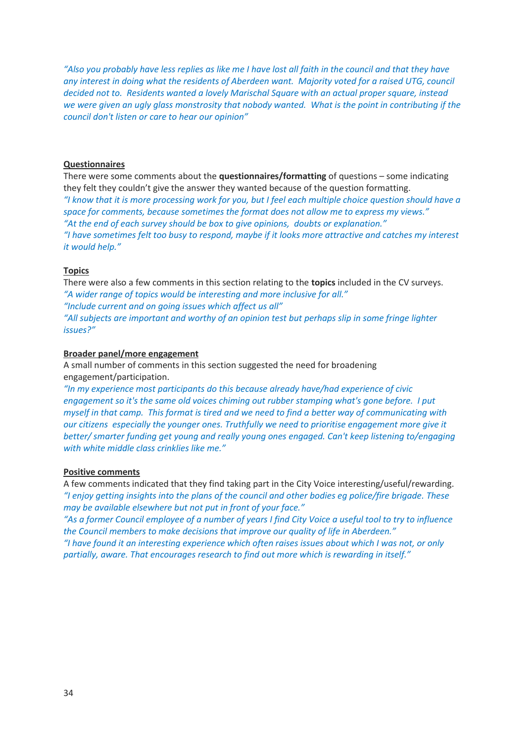*"Also you probably have less replies as like me I have lost all faith in the council and that they have any interest in doing what the residents of Aberdeen want. Majority voted for a raised UTG, council decided not to. Residents wanted a lovely Marischal Square with an actual proper square, instead we were given an ugly glass monstrosity that nobody wanted. What is the point in contributing if the council don't listen or care to hear our opinion"*

**<u>Questionnaires</u>**

There were some comments about the **questionnaires/formatting** of questions – some indicating they felt they couldn't give the answer they wanted because of the question formatting.

*"I know that it is more processing work for you, but I feel each multiple choice question should have a space for comments, because sometimes the format does not allow me to express my views."*

*"At the end of each survey should be box to give opinions, doubts or explanation."*

*"I have sometimes felt too busy to respond, maybe if it looks more attractive and catches my interest it would help."*

**<u>Topics</u>**

There were also a few comments in this section relating to the **topics** included in the CV surveys.

*"A wider range of topics would be interesting and more inclusive for all."*

*"Include current and on going issues which affect us all"*

*"All subjects are important and worthy of an opinion test but perhaps slip in some fringe lighter issues?"*

**<u>Broader panel/more engagement</u>**

A small number of comments in this section suggested the need for broadening engagement/participation.

*"In my experience most participants do this because already have/had experience of civic engagement so it's the same old voices chiming out rubber stamping what's gone before. I put myself in that camp. This format is tired and we need to find a better way of communicating with our citizens especially the younger ones. Truthfully we need to prioritise engagement more give it better/ smarter funding get young and really young ones engaged. Can't keep listening to/engaging with white middle class crinklies like me."*

**<u>Positive comments</u>**

A few comments indicated that they find taking part in the City Voice interesting/useful/rewarding.

*"I enjoy getting insights into the plans of the council and other bodies eg police/fire brigade. These may be available elsewhere but not put in front of your face."*

*"As a former Council employee of a number of years I find City Voice a useful tool to try to influence the Council members to make decisions that improve our quality of life in Aberdeen."*

*"I have found it an interesting experience which often raises issues about which I was not, or only partially, aware. That encourages research to find out more which is rewarding in itself."*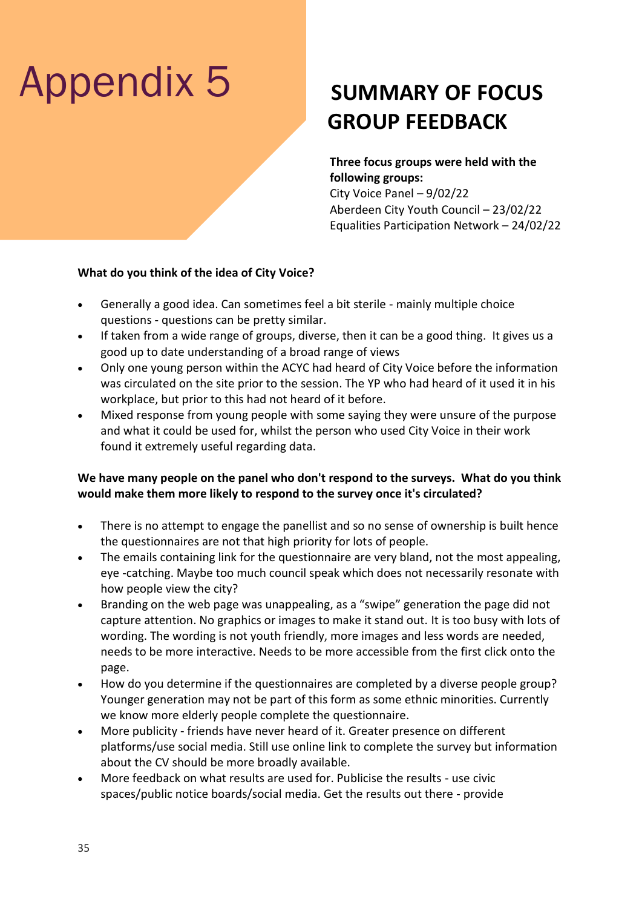# Appendix 5

## SUMMARY OF FOCUS GROUP FEEDBACK

**Three focus groups were held with the following groups:**
City Voice Panel – 9/02/22
Aberdeen City Youth Council – 23/02/22
Equalities Participation Network – 24/02/22

**What do you think of the idea of City Voice?**

- Generally a good idea. Can sometimes feel a bit sterile - mainly multiple choice questions - questions can be pretty similar.
- If taken from a wide range of groups, diverse, then it can be a good thing. It gives us a good up to date understanding of a broad range of views
- Only one young person within the ACYC had heard of City Voice before the information was circulated on the site prior to the session. The YP who had heard of it used it in his workplace, but prior to this had not heard of it before.
- Mixed response from young people with some saying they were unsure of the purpose and what it could be used for, whilst the person who used City Voice in their work found it extremely useful regarding data.

**We have many people on the panel who don't respond to the surveys. What do you think would make them more likely to respond to the survey once it's circulated?**

- There is no attempt to engage the panellist and so no sense of ownership is built hence the questionnaires are not that high priority for lots of people.
- The emails containing link for the questionnaire are very bland, not the most appealing, eye -catching. Maybe too much council speak which does not necessarily resonate with how people view the city?
- Branding on the web page was unappealing, as a "swipe" generation the page did not capture attention. No graphics or images to make it stand out. It is too busy with lots of wording. The wording is not youth friendly, more images and less words are needed, needs to be more interactive. Needs to be more accessible from the first click onto the page.
- How do you determine if the questionnaires are completed by a diverse people group? Younger generation may not be part of this form as some ethnic minorities. Currently we know more elderly people complete the questionnaire.
- More publicity - friends have never heard of it. Greater presence on different platforms/use social media. Still use online link to complete the survey but information about the CV should be more broadly available.
- More feedback on what results are used for. Publicise the results - use civic spaces/public notice boards/social media. Get the results out there - provide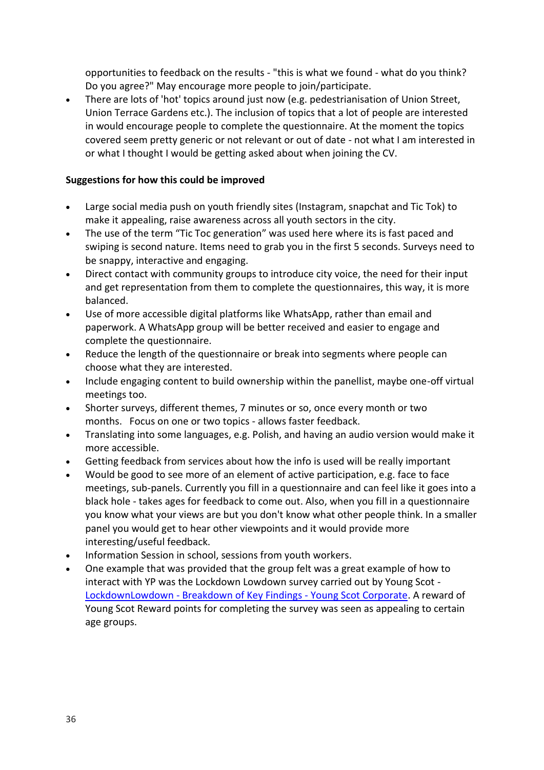opportunities to feedback on the results - "this is what we found - what do you think? Do you agree?" May encourage more people to join/participate.

- There are lots of 'hot' topics around just now (e.g. pedestrianisation of Union Street, Union Terrace Gardens etc.). The inclusion of topics that a lot of people are interested in would encourage people to complete the questionnaire. At the moment the topics covered seem pretty generic or not relevant or out of date - not what I am interested in or what I thought I would be getting asked about when joining the CV.

**Suggestions for how this could be improved**

- Large social media push on youth friendly sites (Instagram, snapchat and Tic Tok) to make it appealing, raise awareness across all youth sectors in the city.
- The use of the term "Tic Toc generation" was used here where its is fast paced and swiping is second nature. Items need to grab you in the first 5 seconds. Surveys need to be snappy, interactive and engaging.
- Direct contact with community groups to introduce city voice, the need for their input and get representation from them to complete the questionnaires, this way, it is more balanced.
- Use of more accessible digital platforms like WhatsApp, rather than email and paperwork. A WhatsApp group will be better received and easier to engage and complete the questionnaire.
- Reduce the length of the questionnaire or break into segments where people can choose what they are interested.
- Include engaging content to build ownership within the panellist, maybe one-off virtual meetings too.
- Shorter surveys, different themes, 7 minutes or so, once every month or two months. Focus on one or two topics - allows faster feedback.
- Translating into some languages, e.g. Polish, and having an audio version would make it more accessible.
- Getting feedback from services about how the info is used will be really important
- Would be good to see more of an element of active participation, e.g. face to face meetings, sub-panels. Currently you fill in a questionnaire and can feel like it goes into a black hole - takes ages for feedback to come out. Also, when you fill in a questionnaire you know what your views are but you don't know what other people think. In a smaller panel you would get to hear other viewpoints and it would provide more interesting/useful feedback.
- Information Session in school, sessions from youth workers.
- One example that was provided that the group felt was a great example of how to interact with YP was the Lockdown Lowdown survey carried out by Young Scot - LockdownLowdown - Breakdown of Key Findings - Young Scot Corporate. A reward of Young Scot Reward points for completing the survey was seen as appealing to certain age groups.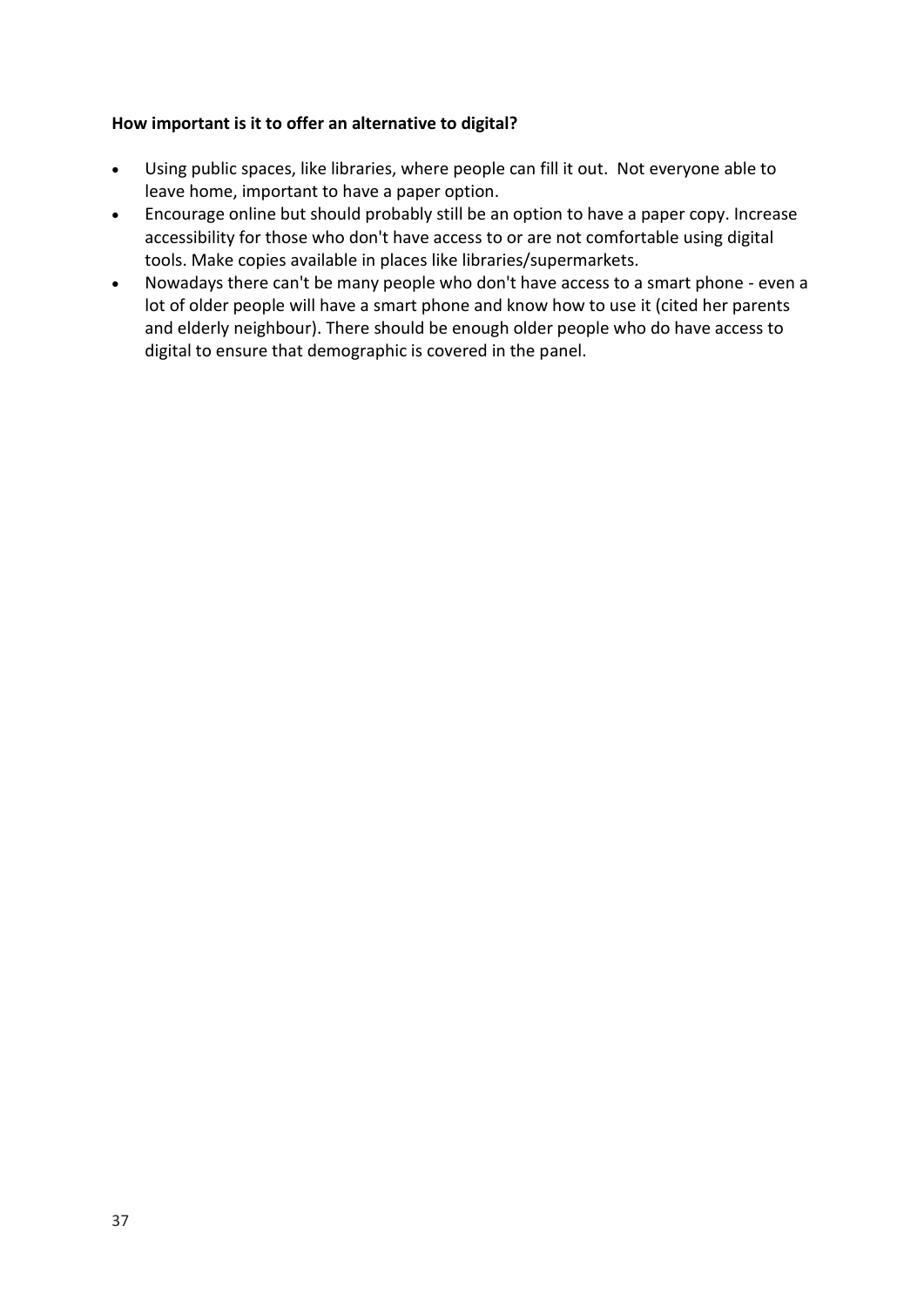**How important is it to offer an alternative to digital?**

- Using public spaces, like libraries, where people can fill it out.  Not everyone able to leave home, important to have a paper option.
- Encourage online but should probably still be an option to have a paper copy. Increase accessibility for those who don't have access to or are not comfortable using digital tools. Make copies available in places like libraries/supermarkets.
- Nowadays there can't be many people who don't have access to a smart phone - even a lot of older people will have a smart phone and know how to use it (cited her parents and elderly neighbour). There should be enough older people who do have access to digital to ensure that demographic is covered in the panel.